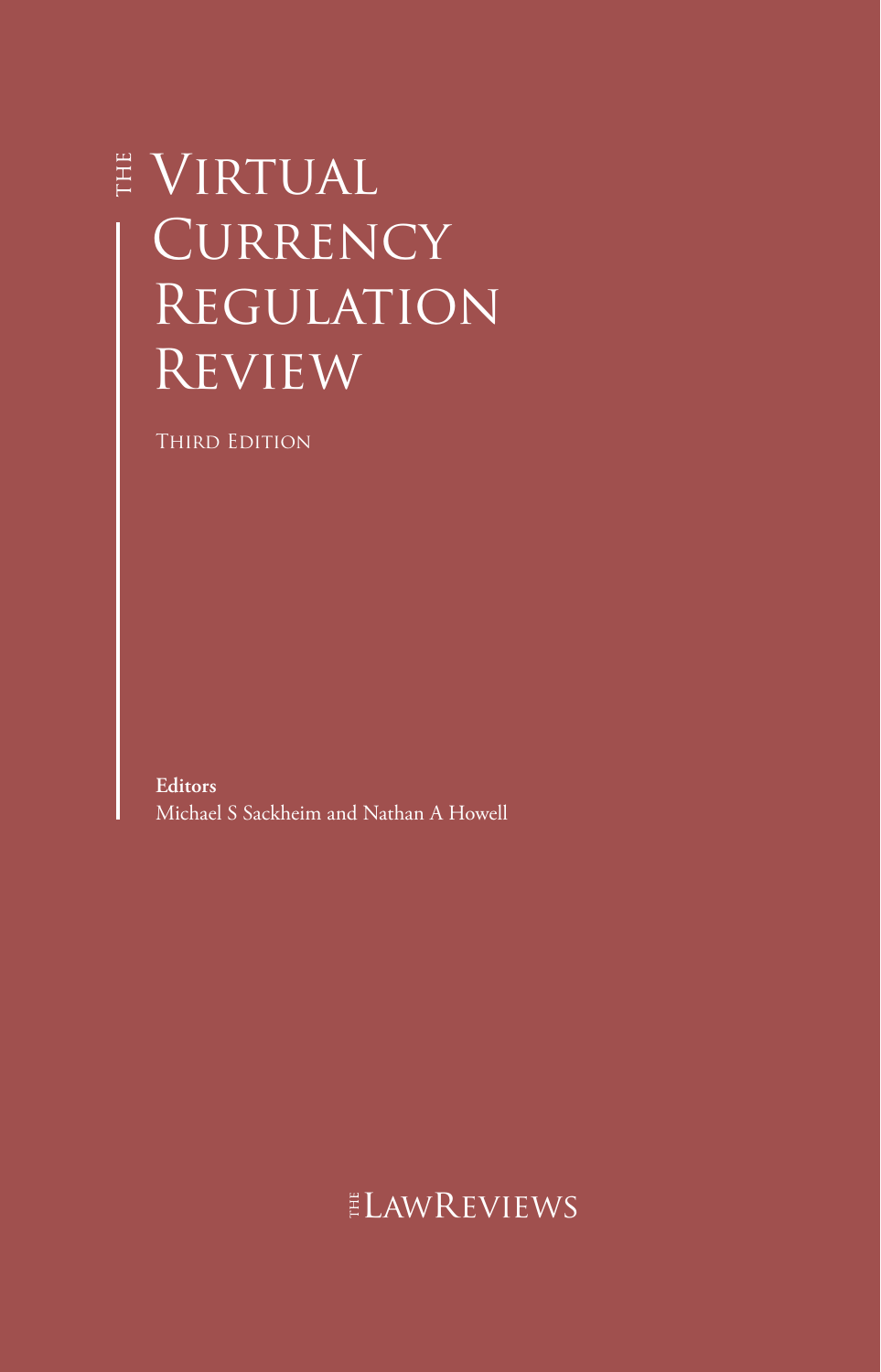# The Virtual Currency Regulation Review

Third Edition

**Editors**
Michael S Sackheim and Nathan A Howell

The LawReviews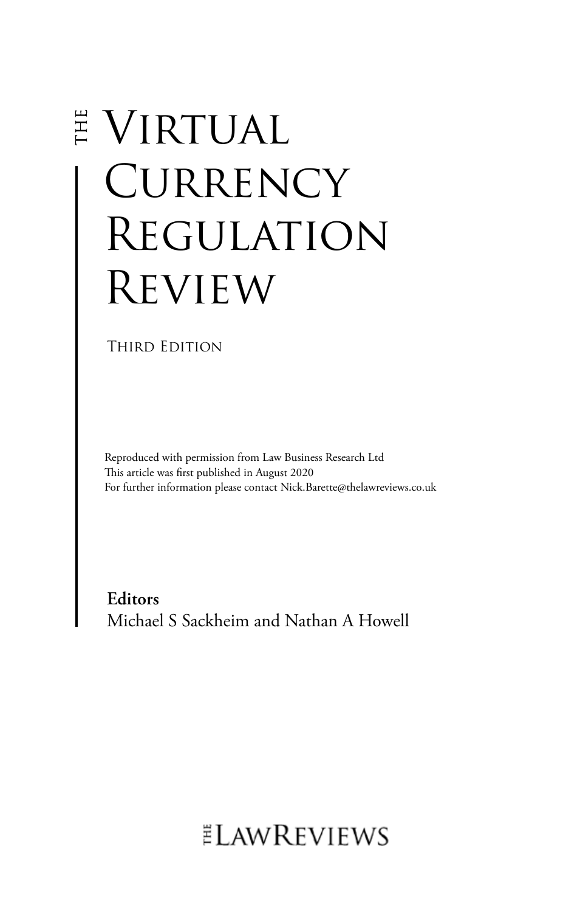# THE VIRTUAL CURRENCY REGULATION REVIEW

THIRD EDITION

Reproduced with permission from Law Business Research Ltd
This article was first published in August 2020
For further information please contact Nick.Barette@thelawreviews.co.uk

**Editors**
Michael S Sackheim and Nathan A Howell

THE LAWREVIEWS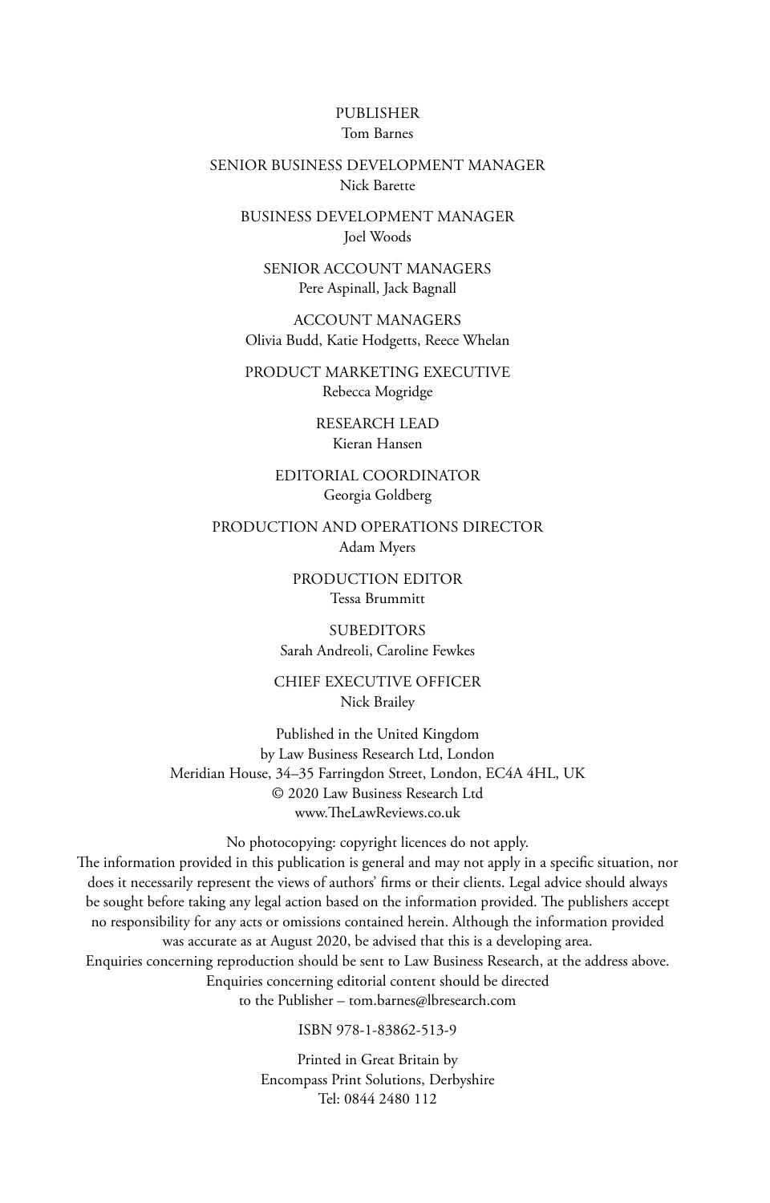PUBLISHER
Tom Barnes

SENIOR BUSINESS DEVELOPMENT MANAGER
Nick Barette

BUSINESS DEVELOPMENT MANAGER
Joel Woods

SENIOR ACCOUNT MANAGERS
Pere Aspinall, Jack Bagnall

ACCOUNT MANAGERS
Olivia Budd, Katie Hodgetts, Reece Whelan

PRODUCT MARKETING EXECUTIVE
Rebecca Mogridge

RESEARCH LEAD
Kieran Hansen

EDITORIAL COORDINATOR
Georgia Goldberg

PRODUCTION AND OPERATIONS DIRECTOR
Adam Myers

PRODUCTION EDITOR
Tessa Brummitt

SUBEDITORS
Sarah Andreoli, Caroline Fewkes

CHIEF EXECUTIVE OFFICER
Nick Brailey

Published in the United Kingdom
by Law Business Research Ltd, London
Meridian House, 34–35 Farringdon Street, London, EC4A 4HL, UK
© 2020 Law Business Research Ltd
www.TheLawReviews.co.uk

No photocopying: copyright licences do not apply.
The information provided in this publication is general and may not apply in a specific situation, nor does it necessarily represent the views of authors' firms or their clients. Legal advice should always be sought before taking any legal action based on the information provided. The publishers accept no responsibility for any acts or omissions contained herein. Although the information provided was accurate as at August 2020, be advised that this is a developing area.
Enquiries concerning reproduction should be sent to Law Business Research, at the address above.
Enquiries concerning editorial content should be directed
to the Publisher – tom.barnes@lbresearch.com

ISBN 978-1-83862-513-9

Printed in Great Britain by
Encompass Print Solutions, Derbyshire
Tel: 0844 2480 112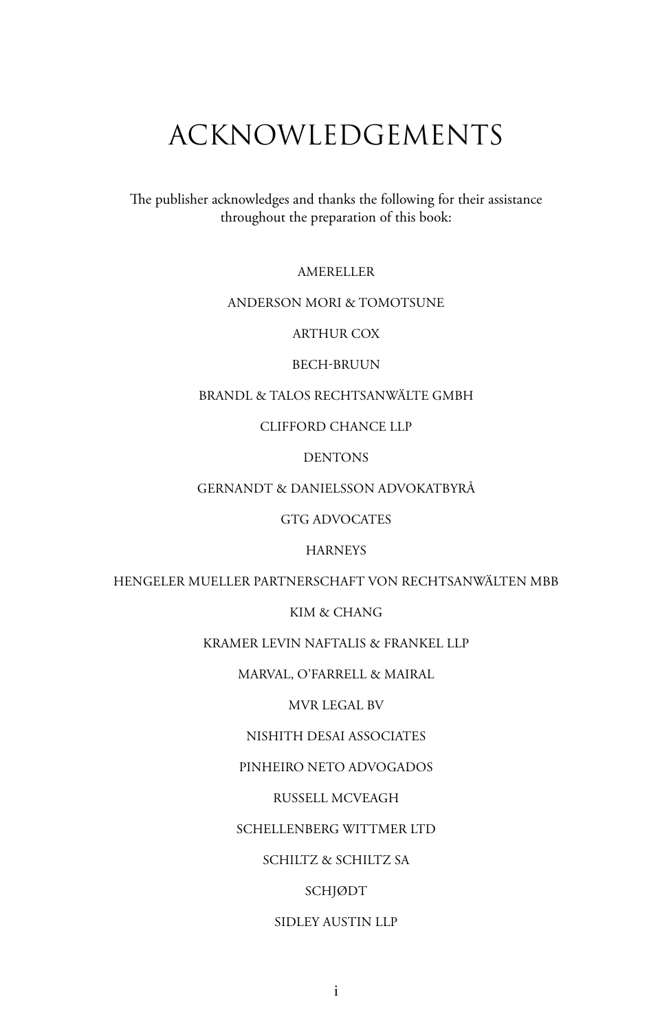# ACKNOWLEDGEMENTS

The publisher acknowledges and thanks the following for their assistance throughout the preparation of this book:

AMERELLER

ANDERSON MORI & TOMOTSUNE

ARTHUR COX

BECH-BRUUN

BRANDL & TALOS RECHTSANWÄLTE GMBH

CLIFFORD CHANCE LLP

DENTONS

GERNANDT & DANIELSSON ADVOKATBYRÅ

GTG ADVOCATES

HARNEYS

HENGELER MUELLER PARTNERSCHAFT VON RECHTSANWÄLTEN MBB

KIM & CHANG

KRAMER LEVIN NAFTALIS & FRANKEL LLP

MARVAL, O'FARRELL & MAIRAL

MVR LEGAL BV

NISHITH DESAI ASSOCIATES

PINHEIRO NETO ADVOGADOS

RUSSELL MCVEAGH

SCHELLENBERG WITTMER LTD

SCHILTZ & SCHILTZ SA

SCHJØDT

SIDLEY AUSTIN LLP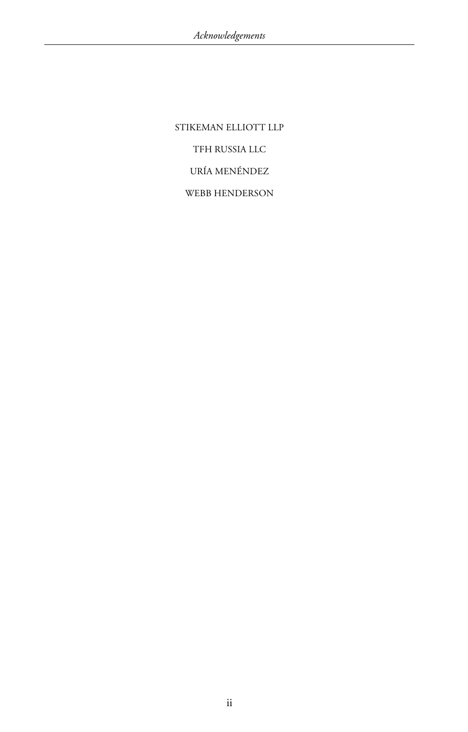STIKEMAN ELLIOTT LLP

TFH RUSSIA LLC

URÍA MENÉNDEZ

WEBB HENDERSON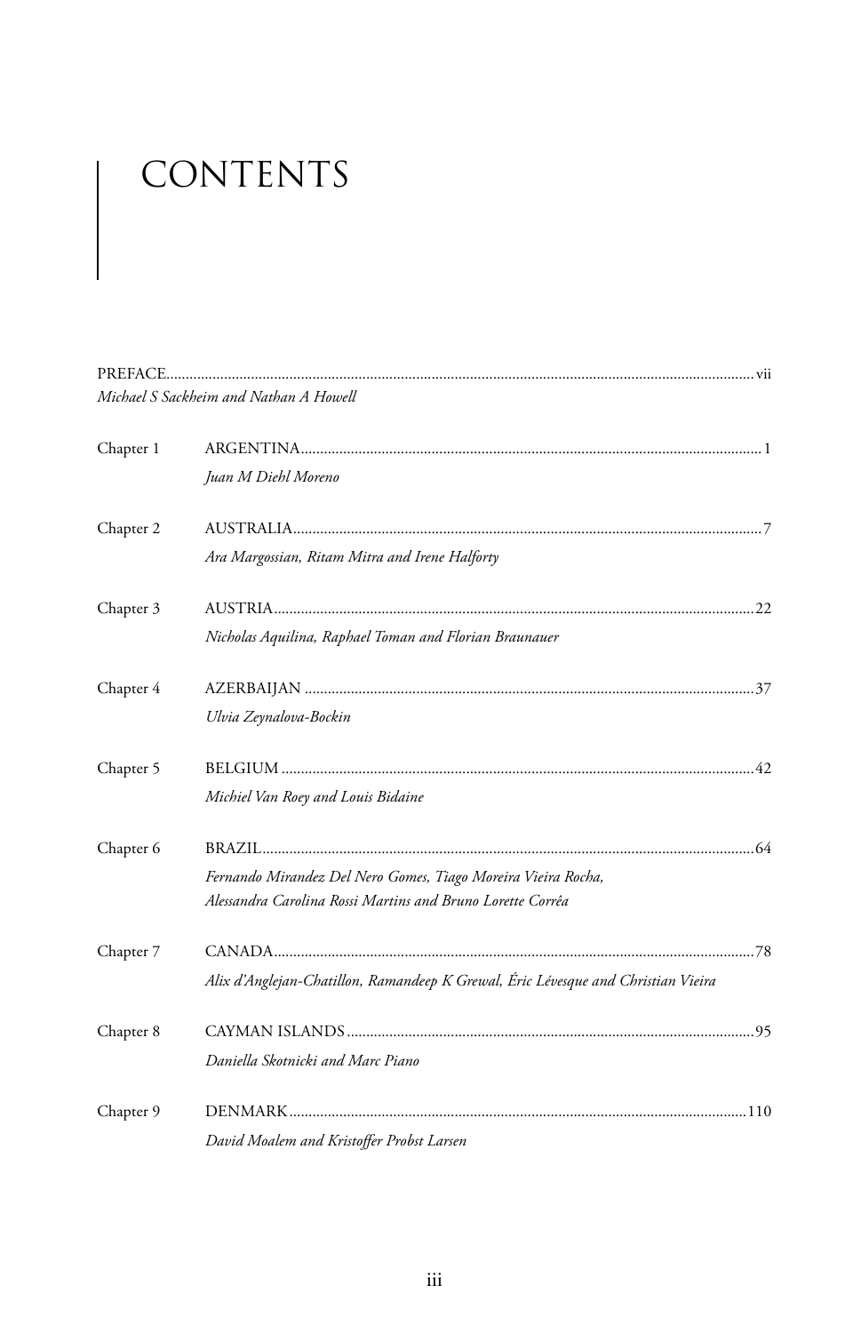# CONTENTS

PREFACE ..... vii
*Michael S Sackheim and Nathan A Howell*

Chapter 1 ARGENTINA ..... 1
*Juan M Diehl Moreno*

Chapter 2 AUSTRALIA ..... 7
*Ara Margossian, Ritam Mitra and Irene Halforty*

Chapter 3 AUSTRIA ..... 22
*Nicholas Aquilina, Raphael Toman and Florian Braunauer*

Chapter 4 AZERBAIJAN ..... 37
*Ulvia Zeynalova-Bockin*

Chapter 5 BELGIUM ..... 42
*Michiel Van Roey and Louis Bidaine*

Chapter 6 BRAZIL ..... 64
*Fernando Mirandez Del Nero Gomes, Tiago Moreira Vieira Rocha, Alessandra Carolina Rossi Martins and Bruno Lorette Corrêa*

Chapter 7 CANADA ..... 78
*Alix d'Anglejan-Chatillon, Ramandeep K Grewal, Éric Lévesque and Christian Vieira*

Chapter 8 CAYMAN ISLANDS ..... 95
*Daniella Skotnicki and Marc Piano*

Chapter 9 DENMARK ..... 110
*David Moalem and Kristoffer Probst Larsen*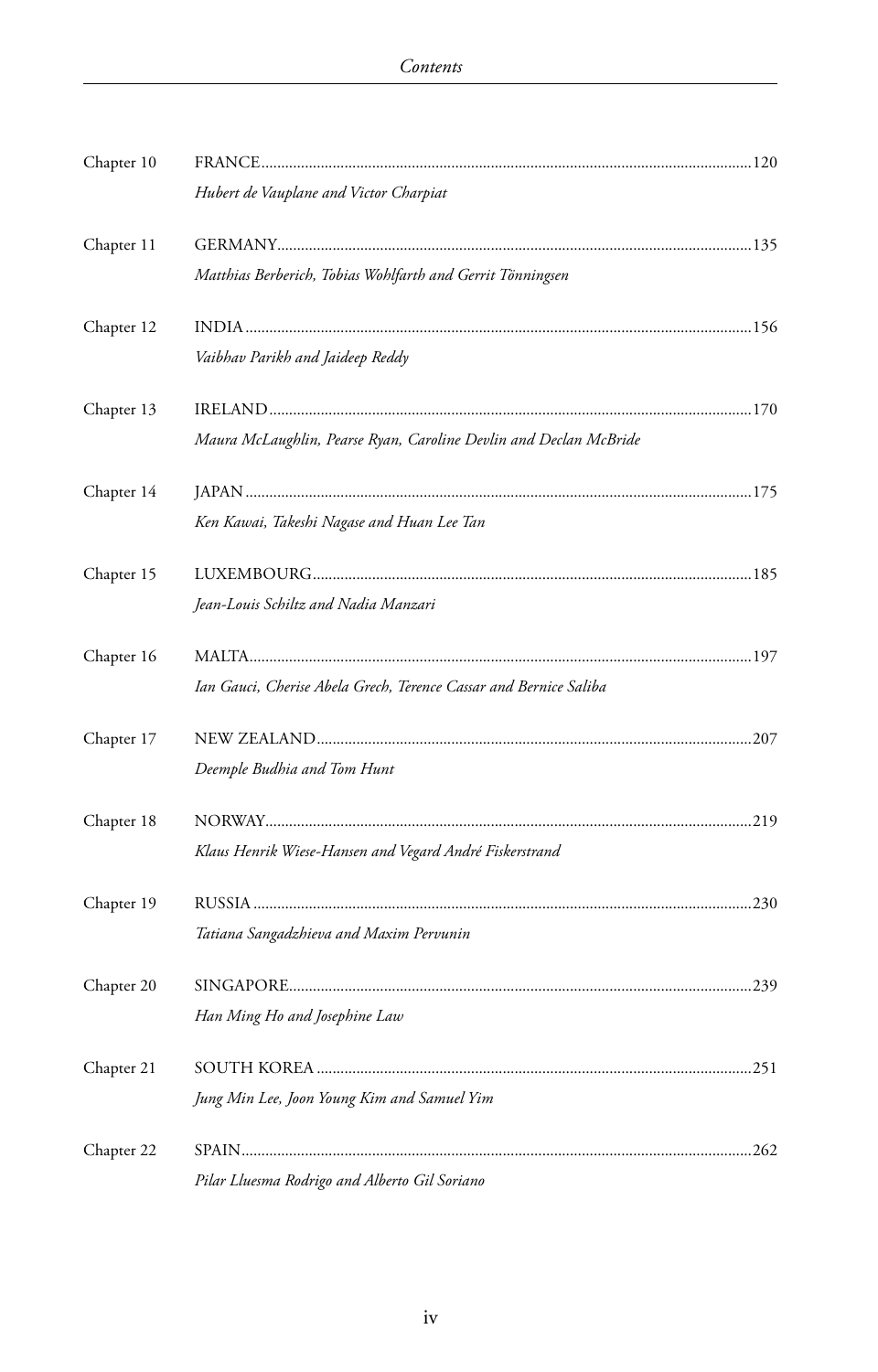| | |
|---|---|
| Chapter 10 | FRANCE..........120 |
| | *Hubert de Vauplane and Victor Charpiat* |
| Chapter 11 | GERMANY..........135 |
| | *Matthias Berberich, Tobias Wohlfarth and Gerrit Tönningsen* |
| Chapter 12 | INDIA..........156 |
| | *Vaibhav Parikh and Jaideep Reddy* |
| Chapter 13 | IRELAND..........170 |
| | *Maura McLaughlin, Pearse Ryan, Caroline Devlin and Declan McBride* |
| Chapter 14 | JAPAN..........175 |
| | *Ken Kawai, Takeshi Nagase and Huan Lee Tan* |
| Chapter 15 | LUXEMBOURG..........185 |
| | *Jean-Louis Schiltz and Nadia Manzari* |
| Chapter 16 | MALTA..........197 |
| | *Ian Gauci, Cherise Abela Grech, Terence Cassar and Bernice Saliba* |
| Chapter 17 | NEW ZEALAND..........207 |
| | *Deemple Budhia and Tom Hunt* |
| Chapter 18 | NORWAY..........219 |
| | *Klaus Henrik Wiese-Hansen and Vegard André Fiskerstrand* |
| Chapter 19 | RUSSIA..........230 |
| | *Tatiana Sangadzhieva and Maxim Pervunin* |
| Chapter 20 | SINGAPORE..........239 |
| | *Han Ming Ho and Josephine Law* |
| Chapter 21 | SOUTH KOREA..........251 |
| | *Jung Min Lee, Joon Young Kim and Samuel Yim* |
| Chapter 22 | SPAIN..........262 |
| | *Pilar Lluesma Rodrigo and Alberto Gil Soriano* |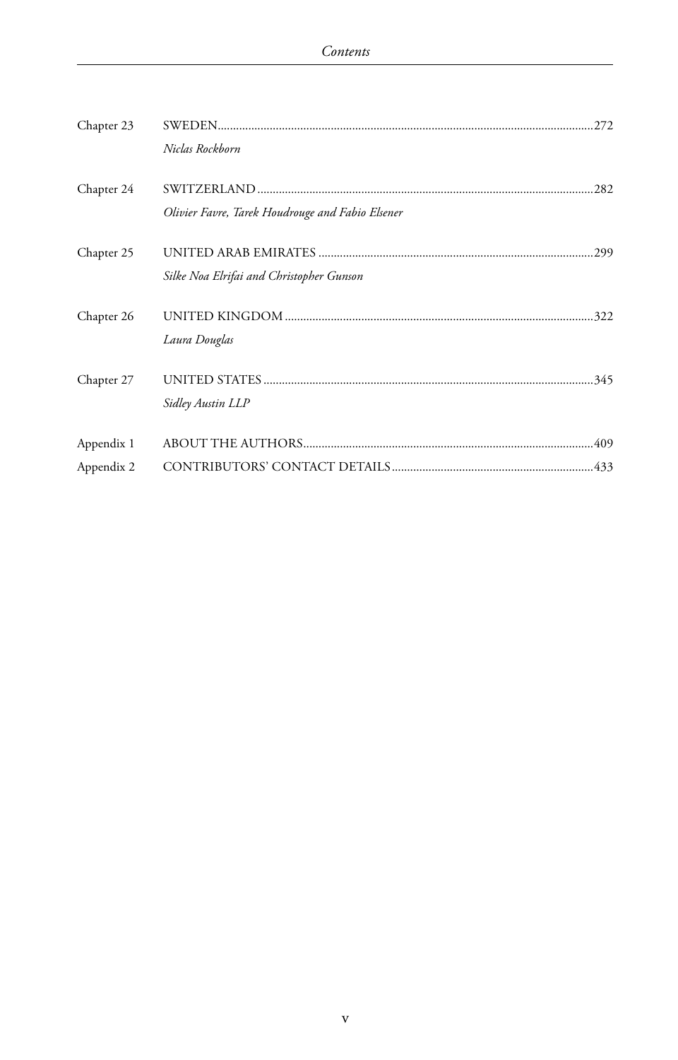| | | |
|---|---|---|
| Chapter 23 | SWEDEN | 272 |
| | *Niclas Rockborn* | |
| Chapter 24 | SWITZERLAND | 282 |
| | *Olivier Favre, Tarek Houdrouge and Fabio Elsener* | |
| Chapter 25 | UNITED ARAB EMIRATES | 299 |
| | *Silke Noa Elrifai and Christopher Gunson* | |
| Chapter 26 | UNITED KINGDOM | 322 |
| | *Laura Douglas* | |
| Chapter 27 | UNITED STATES | 345 |
| | *Sidley Austin LLP* | |
| Appendix 1 | ABOUT THE AUTHORS | 409 |
| Appendix 2 | CONTRIBUTORS' CONTACT DETAILS | 433 |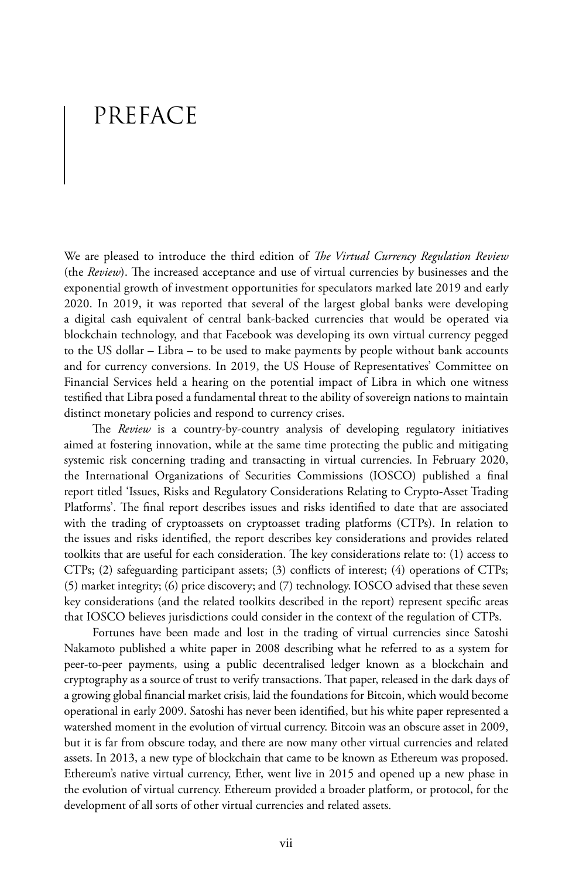# PREFACE

We are pleased to introduce the third edition of *The Virtual Currency Regulation Review* (the *Review*). The increased acceptance and use of virtual currencies by businesses and the exponential growth of investment opportunities for speculators marked late 2019 and early 2020. In 2019, it was reported that several of the largest global banks were developing a digital cash equivalent of central bank-backed currencies that would be operated via blockchain technology, and that Facebook was developing its own virtual currency pegged to the US dollar – Libra – to be used to make payments by people without bank accounts and for currency conversions. In 2019, the US House of Representatives' Committee on Financial Services held a hearing on the potential impact of Libra in which one witness testified that Libra posed a fundamental threat to the ability of sovereign nations to maintain distinct monetary policies and respond to currency crises.

The *Review* is a country-by-country analysis of developing regulatory initiatives aimed at fostering innovation, while at the same time protecting the public and mitigating systemic risk concerning trading and transacting in virtual currencies. In February 2020, the International Organizations of Securities Commissions (IOSCO) published a final report titled 'Issues, Risks and Regulatory Considerations Relating to Crypto-Asset Trading Platforms'. The final report describes issues and risks identified to date that are associated with the trading of cryptoassets on cryptoasset trading platforms (CTPs). In relation to the issues and risks identified, the report describes key considerations and provides related toolkits that are useful for each consideration. The key considerations relate to: (1) access to CTPs; (2) safeguarding participant assets; (3) conflicts of interest; (4) operations of CTPs; (5) market integrity; (6) price discovery; and (7) technology. IOSCO advised that these seven key considerations (and the related toolkits described in the report) represent specific areas that IOSCO believes jurisdictions could consider in the context of the regulation of CTPs.

Fortunes have been made and lost in the trading of virtual currencies since Satoshi Nakamoto published a white paper in 2008 describing what he referred to as a system for peer-to-peer payments, using a public decentralised ledger known as a blockchain and cryptography as a source of trust to verify transactions. That paper, released in the dark days of a growing global financial market crisis, laid the foundations for Bitcoin, which would become operational in early 2009. Satoshi has never been identified, but his white paper represented a watershed moment in the evolution of virtual currency. Bitcoin was an obscure asset in 2009, but it is far from obscure today, and there are now many other virtual currencies and related assets. In 2013, a new type of blockchain that came to be known as Ethereum was proposed. Ethereum's native virtual currency, Ether, went live in 2015 and opened up a new phase in the evolution of virtual currency. Ethereum provided a broader platform, or protocol, for the development of all sorts of other virtual currencies and related assets.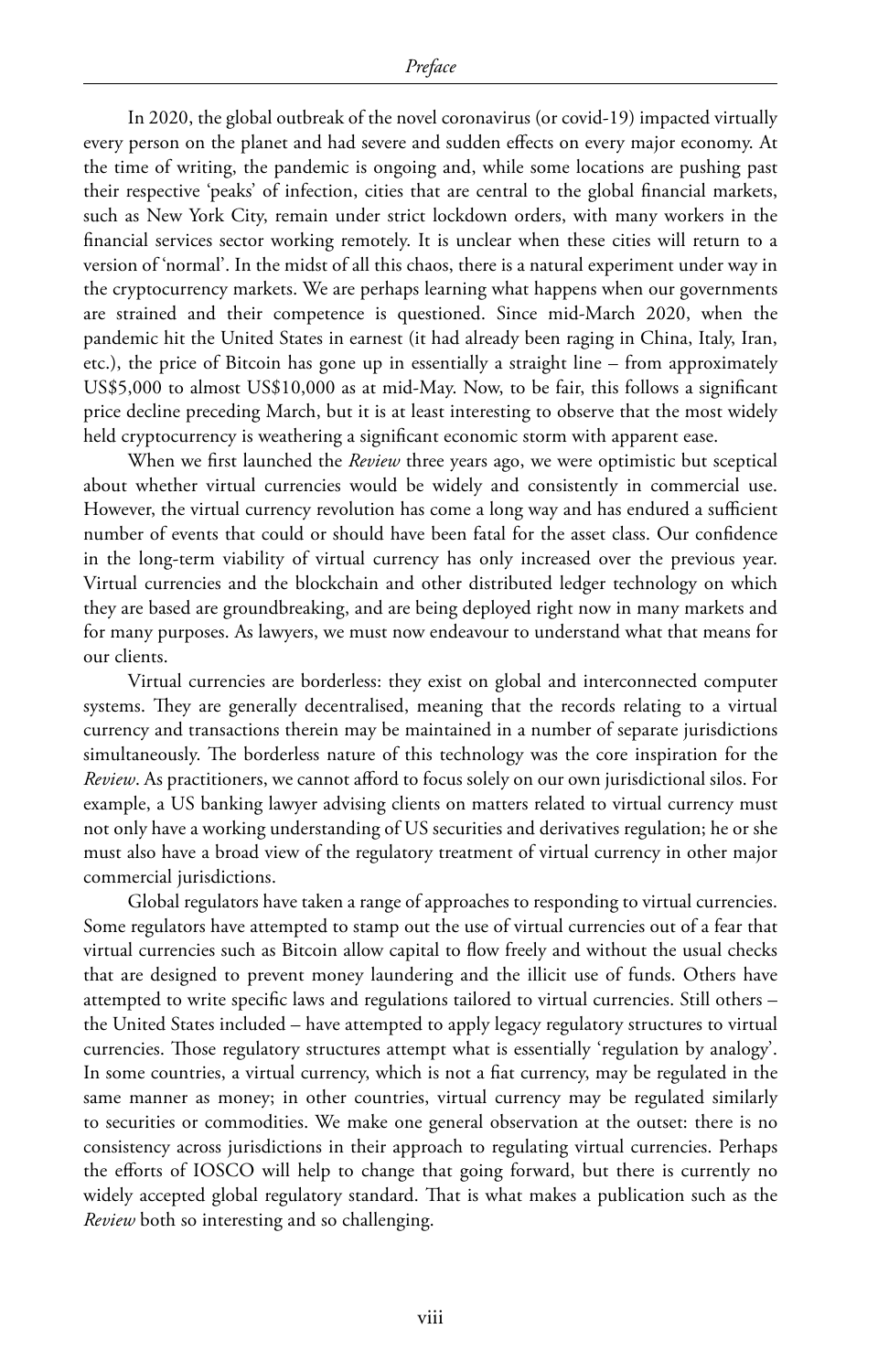In 2020, the global outbreak of the novel coronavirus (or covid-19) impacted virtually every person on the planet and had severe and sudden effects on every major economy. At the time of writing, the pandemic is ongoing and, while some locations are pushing past their respective 'peaks' of infection, cities that are central to the global financial markets, such as New York City, remain under strict lockdown orders, with many workers in the financial services sector working remotely. It is unclear when these cities will return to a version of 'normal'. In the midst of all this chaos, there is a natural experiment under way in the cryptocurrency markets. We are perhaps learning what happens when our governments are strained and their competence is questioned. Since mid-March 2020, when the pandemic hit the United States in earnest (it had already been raging in China, Italy, Iran, etc.), the price of Bitcoin has gone up in essentially a straight line – from approximately US$5,000 to almost US$10,000 as at mid-May. Now, to be fair, this follows a significant price decline preceding March, but it is at least interesting to observe that the most widely held cryptocurrency is weathering a significant economic storm with apparent ease.

When we first launched the *Review* three years ago, we were optimistic but sceptical about whether virtual currencies would be widely and consistently in commercial use. However, the virtual currency revolution has come a long way and has endured a sufficient number of events that could or should have been fatal for the asset class. Our confidence in the long-term viability of virtual currency has only increased over the previous year. Virtual currencies and the blockchain and other distributed ledger technology on which they are based are groundbreaking, and are being deployed right now in many markets and for many purposes. As lawyers, we must now endeavour to understand what that means for our clients.

Virtual currencies are borderless: they exist on global and interconnected computer systems. They are generally decentralised, meaning that the records relating to a virtual currency and transactions therein may be maintained in a number of separate jurisdictions simultaneously. The borderless nature of this technology was the core inspiration for the *Review*. As practitioners, we cannot afford to focus solely on our own jurisdictional silos. For example, a US banking lawyer advising clients on matters related to virtual currency must not only have a working understanding of US securities and derivatives regulation; he or she must also have a broad view of the regulatory treatment of virtual currency in other major commercial jurisdictions.

Global regulators have taken a range of approaches to responding to virtual currencies. Some regulators have attempted to stamp out the use of virtual currencies out of a fear that virtual currencies such as Bitcoin allow capital to flow freely and without the usual checks that are designed to prevent money laundering and the illicit use of funds. Others have attempted to write specific laws and regulations tailored to virtual currencies. Still others – the United States included – have attempted to apply legacy regulatory structures to virtual currencies. Those regulatory structures attempt what is essentially 'regulation by analogy'. In some countries, a virtual currency, which is not a fiat currency, may be regulated in the same manner as money; in other countries, virtual currency may be regulated similarly to securities or commodities. We make one general observation at the outset: there is no consistency across jurisdictions in their approach to regulating virtual currencies. Perhaps the efforts of IOSCO will help to change that going forward, but there is currently no widely accepted global regulatory standard. That is what makes a publication such as the *Review* both so interesting and so challenging.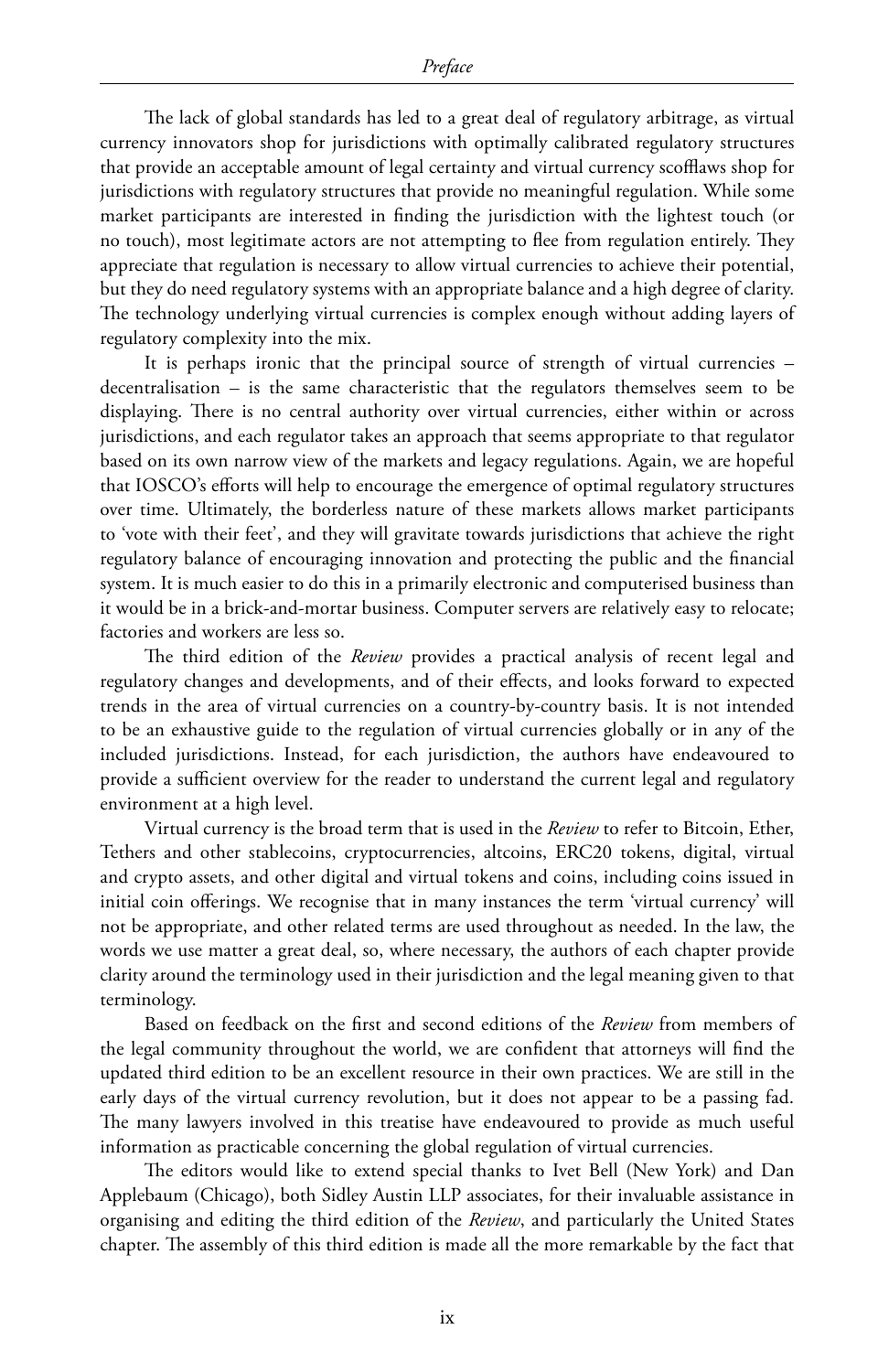The lack of global standards has led to a great deal of regulatory arbitrage, as virtual currency innovators shop for jurisdictions with optimally calibrated regulatory structures that provide an acceptable amount of legal certainty and virtual currency scofflaws shop for jurisdictions with regulatory structures that provide no meaningful regulation. While some market participants are interested in finding the jurisdiction with the lightest touch (or no touch), most legitimate actors are not attempting to flee from regulation entirely. They appreciate that regulation is necessary to allow virtual currencies to achieve their potential, but they do need regulatory systems with an appropriate balance and a high degree of clarity. The technology underlying virtual currencies is complex enough without adding layers of regulatory complexity into the mix.

It is perhaps ironic that the principal source of strength of virtual currencies – decentralisation – is the same characteristic that the regulators themselves seem to be displaying. There is no central authority over virtual currencies, either within or across jurisdictions, and each regulator takes an approach that seems appropriate to that regulator based on its own narrow view of the markets and legacy regulations. Again, we are hopeful that IOSCO's efforts will help to encourage the emergence of optimal regulatory structures over time. Ultimately, the borderless nature of these markets allows market participants to 'vote with their feet', and they will gravitate towards jurisdictions that achieve the right regulatory balance of encouraging innovation and protecting the public and the financial system. It is much easier to do this in a primarily electronic and computerised business than it would be in a brick-and-mortar business. Computer servers are relatively easy to relocate; factories and workers are less so.

The third edition of the *Review* provides a practical analysis of recent legal and regulatory changes and developments, and of their effects, and looks forward to expected trends in the area of virtual currencies on a country-by-country basis. It is not intended to be an exhaustive guide to the regulation of virtual currencies globally or in any of the included jurisdictions. Instead, for each jurisdiction, the authors have endeavoured to provide a sufficient overview for the reader to understand the current legal and regulatory environment at a high level.

Virtual currency is the broad term that is used in the *Review* to refer to Bitcoin, Ether, Tethers and other stablecoins, cryptocurrencies, altcoins, ERC20 tokens, digital, virtual and crypto assets, and other digital and virtual tokens and coins, including coins issued in initial coin offerings. We recognise that in many instances the term 'virtual currency' will not be appropriate, and other related terms are used throughout as needed. In the law, the words we use matter a great deal, so, where necessary, the authors of each chapter provide clarity around the terminology used in their jurisdiction and the legal meaning given to that terminology.

Based on feedback on the first and second editions of the *Review* from members of the legal community throughout the world, we are confident that attorneys will find the updated third edition to be an excellent resource in their own practices. We are still in the early days of the virtual currency revolution, but it does not appear to be a passing fad. The many lawyers involved in this treatise have endeavoured to provide as much useful information as practicable concerning the global regulation of virtual currencies.

The editors would like to extend special thanks to Ivet Bell (New York) and Dan Applebaum (Chicago), both Sidley Austin LLP associates, for their invaluable assistance in organising and editing the third edition of the *Review*, and particularly the United States chapter. The assembly of this third edition is made all the more remarkable by the fact that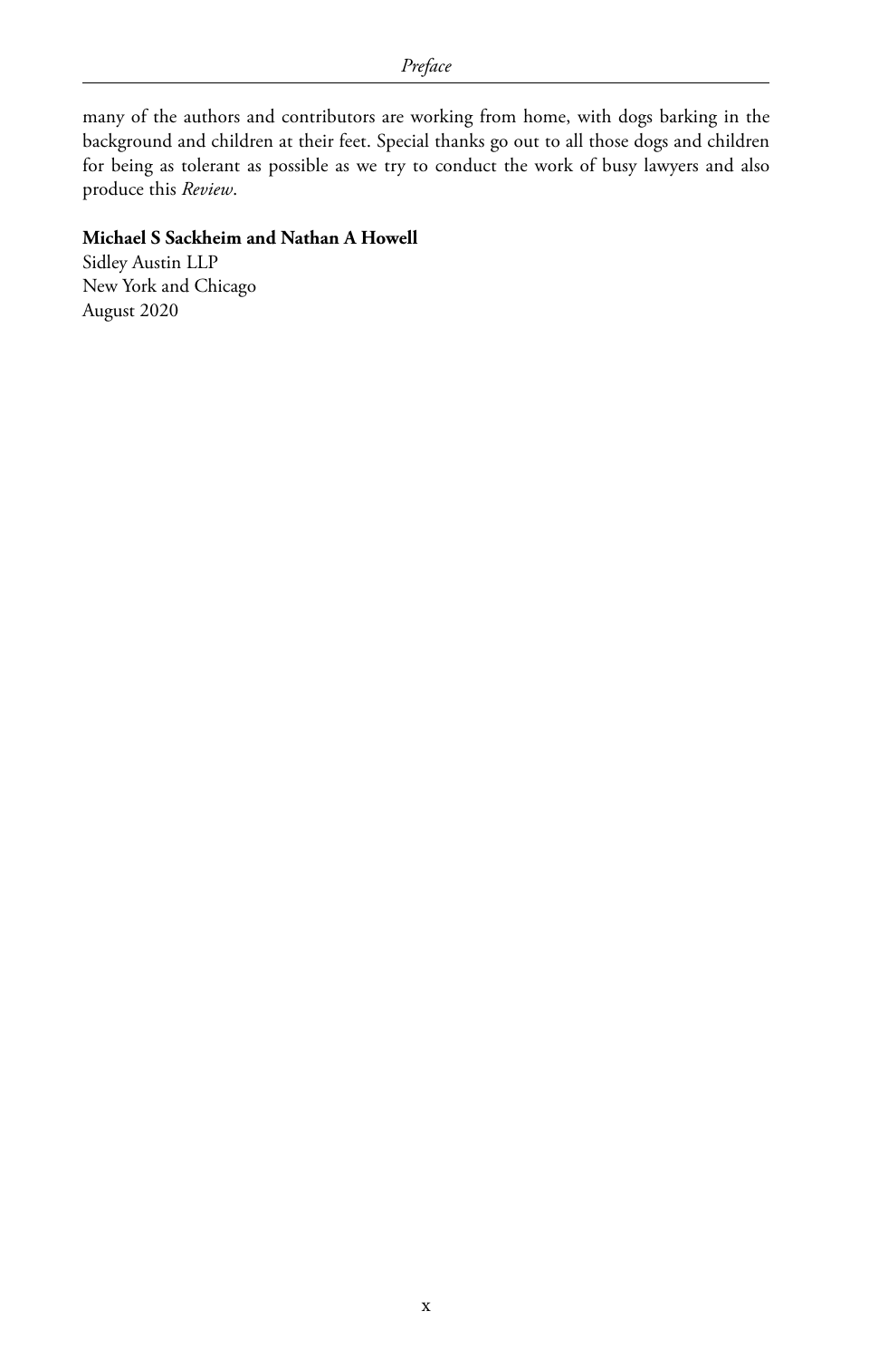many of the authors and contributors are working from home, with dogs barking in the background and children at their feet. Special thanks go out to all those dogs and children for being as tolerant as possible as we try to conduct the work of busy lawyers and also produce this *Review*.

**Michael S Sackheim and Nathan A Howell**
Sidley Austin LLP
New York and Chicago
August 2020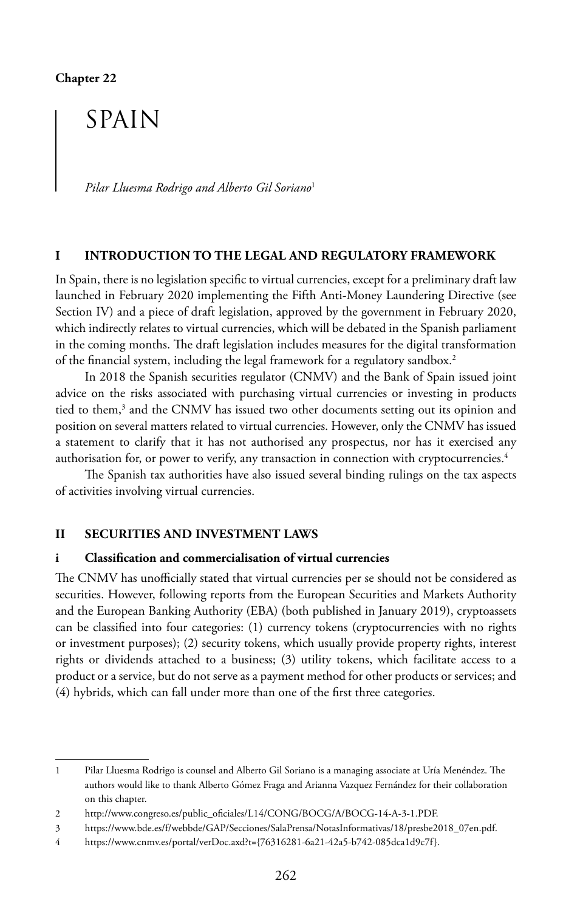**Chapter 22**

# SPAIN

*Pilar Lluesma Rodrigo and Alberto Gil Soriano*[1]

## I INTRODUCTION TO THE LEGAL AND REGULATORY FRAMEWORK

In Spain, there is no legislation specific to virtual currencies, except for a preliminary draft law launched in February 2020 implementing the Fifth Anti-Money Laundering Directive (see Section IV) and a piece of draft legislation, approved by the government in February 2020, which indirectly relates to virtual currencies, which will be debated in the Spanish parliament in the coming months. The draft legislation includes measures for the digital transformation of the financial system, including the legal framework for a regulatory sandbox.[2]

In 2018 the Spanish securities regulator (CNMV) and the Bank of Spain issued joint advice on the risks associated with purchasing virtual currencies or investing in products tied to them,[3] and the CNMV has issued two other documents setting out its opinion and position on several matters related to virtual currencies. However, only the CNMV has issued a statement to clarify that it has not authorised any prospectus, nor has it exercised any authorisation for, or power to verify, any transaction in connection with cryptocurrencies.[4]

The Spanish tax authorities have also issued several binding rulings on the tax aspects of activities involving virtual currencies.

## II SECURITIES AND INVESTMENT LAWS

### i Classification and commercialisation of virtual currencies

The CNMV has unofficially stated that virtual currencies per se should not be considered as securities. However, following reports from the European Securities and Markets Authority and the European Banking Authority (EBA) (both published in January 2019), cryptoassets can be classified into four categories: (1) currency tokens (cryptocurrencies with no rights or investment purposes); (2) security tokens, which usually provide property rights, interest rights or dividends attached to a business; (3) utility tokens, which facilitate access to a product or a service, but do not serve as a payment method for other products or services; and (4) hybrids, which can fall under more than one of the first three categories.

---

1 Pilar Lluesma Rodrigo is counsel and Alberto Gil Soriano is a managing associate at Uría Menéndez. The authors would like to thank Alberto Gómez Fraga and Arianna Vazquez Fernández for their collaboration on this chapter.

2 http://www.congreso.es/public_oficiales/L14/CONG/BOCG/A/BOCG-14-A-3-1.PDF.

3 https://www.bde.es/f/webbde/GAP/Secciones/SalaPrensa/NotasInformativas/18/presbe2018_07en.pdf.

4 https://www.cnmv.es/portal/verDoc.axd?t={76316281-6a21-42a5-b742-085dca1d9c7f}.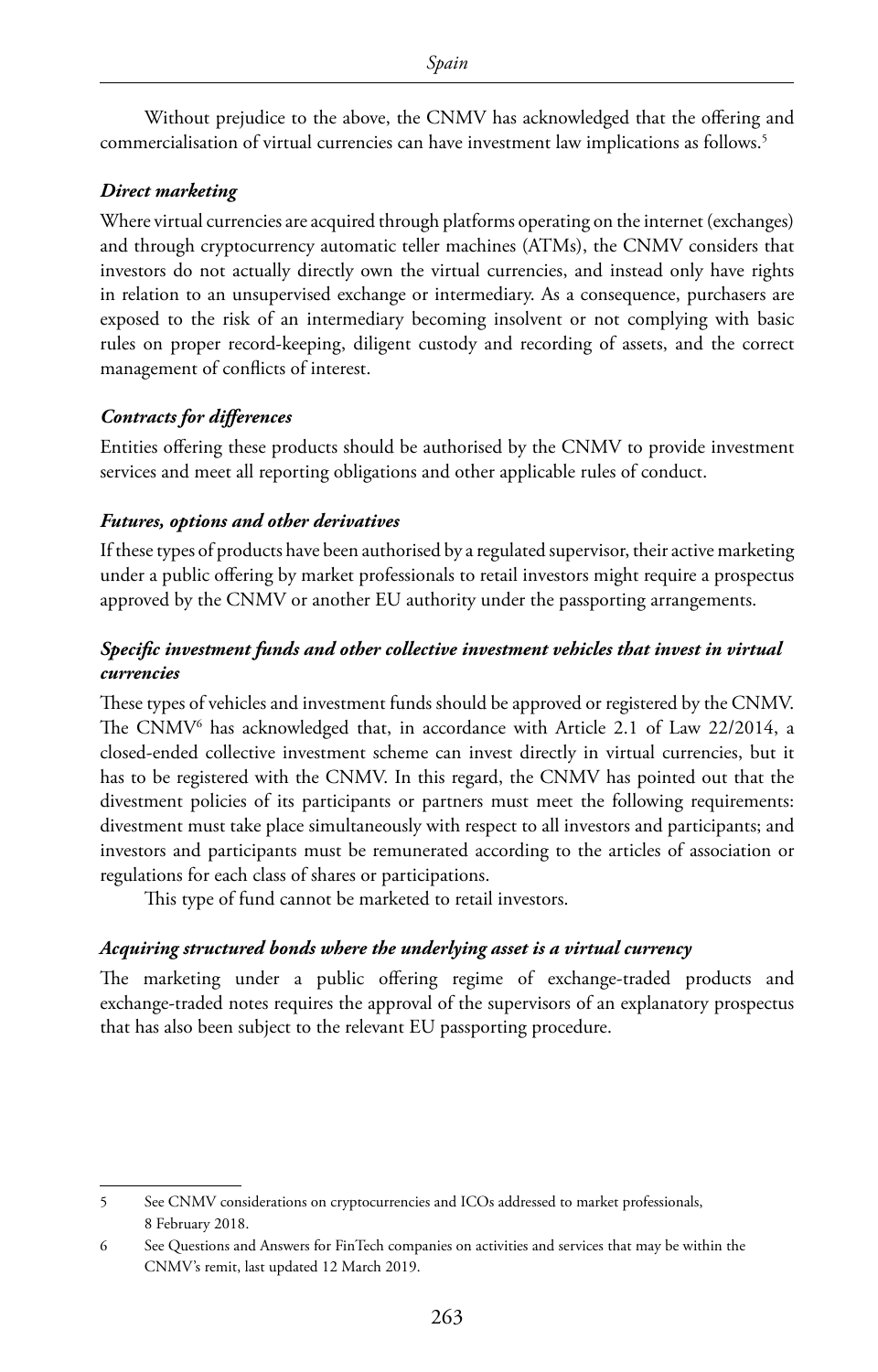Without prejudice to the above, the CNMV has acknowledged that the offering and commercialisation of virtual currencies can have investment law implications as follows.[5]

### *Direct marketing*

Where virtual currencies are acquired through platforms operating on the internet (exchanges) and through cryptocurrency automatic teller machines (ATMs), the CNMV considers that investors do not actually directly own the virtual currencies, and instead only have rights in relation to an unsupervised exchange or intermediary. As a consequence, purchasers are exposed to the risk of an intermediary becoming insolvent or not complying with basic rules on proper record-keeping, diligent custody and recording of assets, and the correct management of conflicts of interest.

### *Contracts for differences*

Entities offering these products should be authorised by the CNMV to provide investment services and meet all reporting obligations and other applicable rules of conduct.

### *Futures, options and other derivatives*

If these types of products have been authorised by a regulated supervisor, their active marketing under a public offering by market professionals to retail investors might require a prospectus approved by the CNMV or another EU authority under the passporting arrangements.

### *Specific investment funds and other collective investment vehicles that invest in virtual currencies*

These types of vehicles and investment funds should be approved or registered by the CNMV. The CNMV[6] has acknowledged that, in accordance with Article 2.1 of Law 22/2014, a closed-ended collective investment scheme can invest directly in virtual currencies, but it has to be registered with the CNMV. In this regard, the CNMV has pointed out that the divestment policies of its participants or partners must meet the following requirements: divestment must take place simultaneously with respect to all investors and participants; and investors and participants must be remunerated according to the articles of association or regulations for each class of shares or participations.

This type of fund cannot be marketed to retail investors.

### *Acquiring structured bonds where the underlying asset is a virtual currency*

The marketing under a public offering regime of exchange-traded products and exchange-traded notes requires the approval of the supervisors of an explanatory prospectus that has also been subject to the relevant EU passporting procedure.

---

5 See CNMV considerations on cryptocurrencies and ICOs addressed to market professionals, 8 February 2018.

6 See Questions and Answers for FinTech companies on activities and services that may be within the CNMV's remit, last updated 12 March 2019.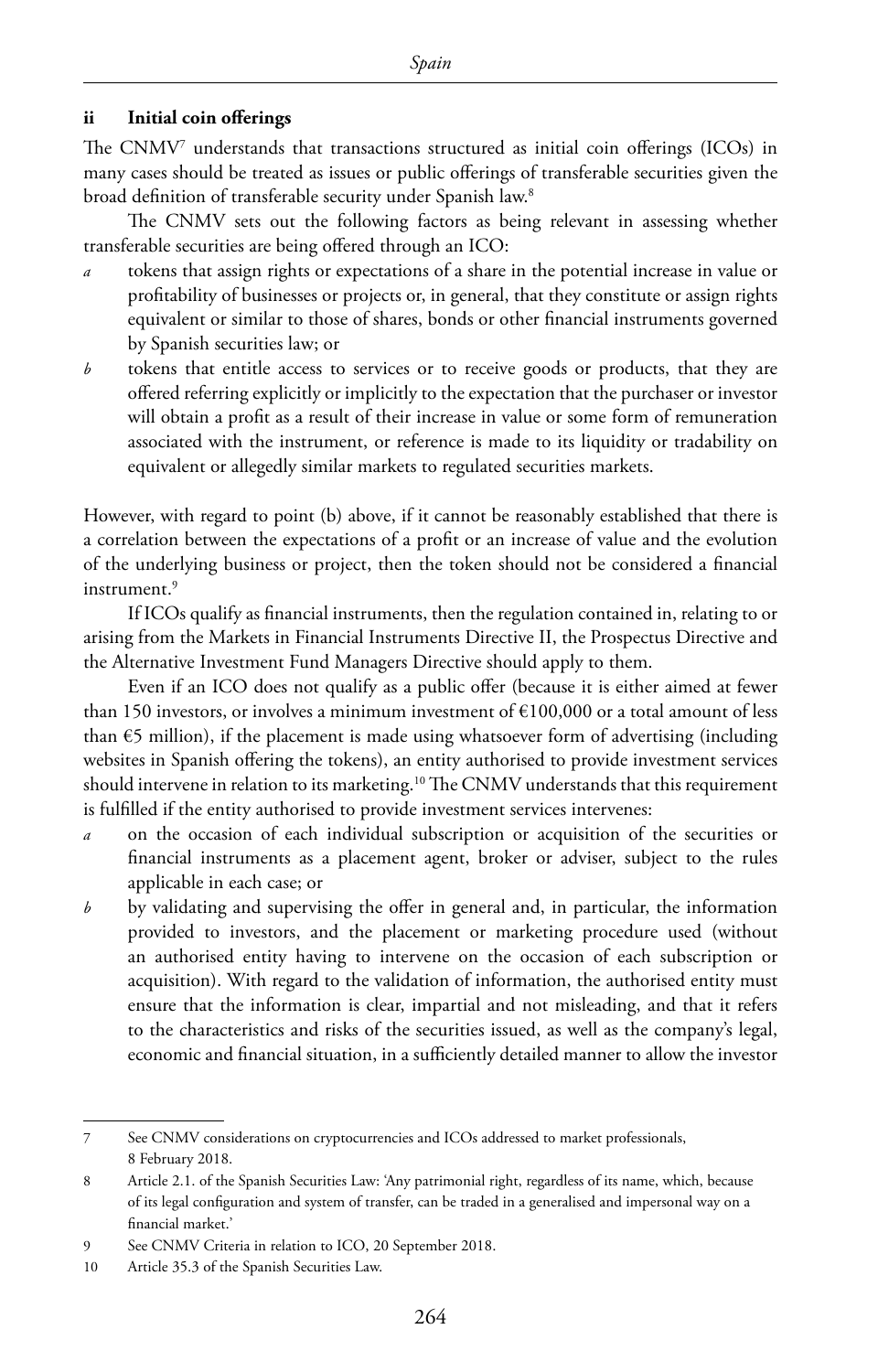### ii Initial coin offerings

The CNMV[7] understands that transactions structured as initial coin offerings (ICOs) in many cases should be treated as issues or public offerings of transferable securities given the broad definition of transferable security under Spanish law.[8]

The CNMV sets out the following factors as being relevant in assessing whether transferable securities are being offered through an ICO:

*a* tokens that assign rights or expectations of a share in the potential increase in value or profitability of businesses or projects or, in general, that they constitute or assign rights equivalent or similar to those of shares, bonds or other financial instruments governed by Spanish securities law; or

*b* tokens that entitle access to services or to receive goods or products, that they are offered referring explicitly or implicitly to the expectation that the purchaser or investor will obtain a profit as a result of their increase in value or some form of remuneration associated with the instrument, or reference is made to its liquidity or tradability on equivalent or allegedly similar markets to regulated securities markets.

However, with regard to point (b) above, if it cannot be reasonably established that there is a correlation between the expectations of a profit or an increase of value and the evolution of the underlying business or project, then the token should not be considered a financial instrument.[9]

If ICOs qualify as financial instruments, then the regulation contained in, relating to or arising from the Markets in Financial Instruments Directive II, the Prospectus Directive and the Alternative Investment Fund Managers Directive should apply to them.

Even if an ICO does not qualify as a public offer (because it is either aimed at fewer than 150 investors, or involves a minimum investment of €100,000 or a total amount of less than €5 million), if the placement is made using whatsoever form of advertising (including websites in Spanish offering the tokens), an entity authorised to provide investment services should intervene in relation to its marketing.[10] The CNMV understands that this requirement is fulfilled if the entity authorised to provide investment services intervenes:

*a* on the occasion of each individual subscription or acquisition of the securities or financial instruments as a placement agent, broker or adviser, subject to the rules applicable in each case; or

*b* by validating and supervising the offer in general and, in particular, the information provided to investors, and the placement or marketing procedure used (without an authorised entity having to intervene on the occasion of each subscription or acquisition). With regard to the validation of information, the authorised entity must ensure that the information is clear, impartial and not misleading, and that it refers to the characteristics and risks of the securities issued, as well as the company's legal, economic and financial situation, in a sufficiently detailed manner to allow the investor

---

7 See CNMV considerations on cryptocurrencies and ICOs addressed to market professionals, 8 February 2018.

8 Article 2.1. of the Spanish Securities Law: 'Any patrimonial right, regardless of its name, which, because of its legal configuration and system of transfer, can be traded in a generalised and impersonal way on a financial market.'

9 See CNMV Criteria in relation to ICO, 20 September 2018.

10 Article 35.3 of the Spanish Securities Law.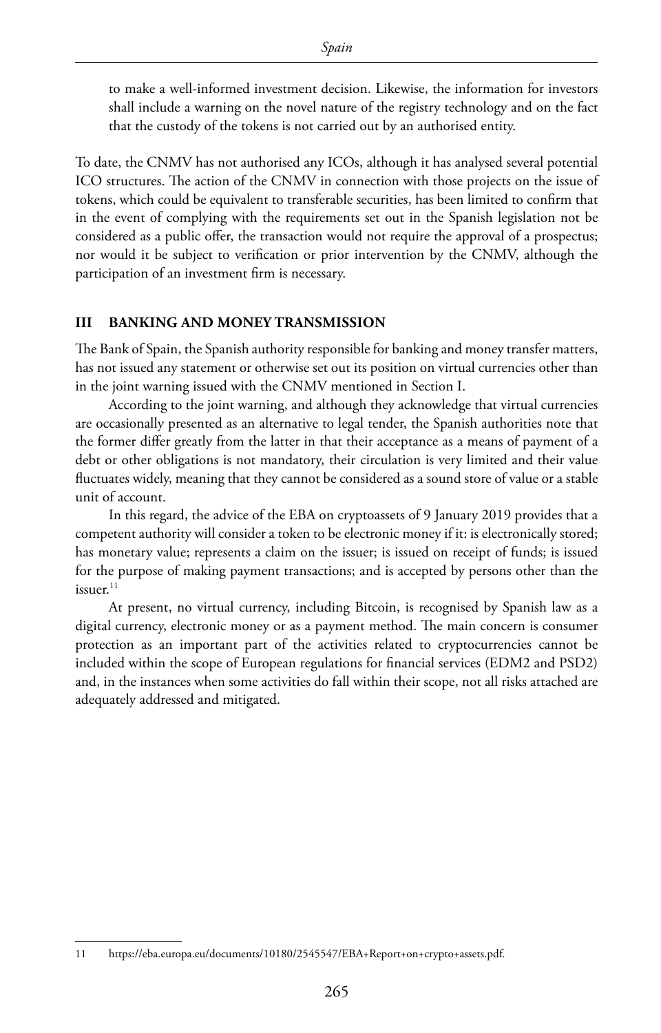to make a well-informed investment decision. Likewise, the information for investors shall include a warning on the novel nature of the registry technology and on the fact that the custody of the tokens is not carried out by an authorised entity.

To date, the CNMV has not authorised any ICOs, although it has analysed several potential ICO structures. The action of the CNMV in connection with those projects on the issue of tokens, which could be equivalent to transferable securities, has been limited to confirm that in the event of complying with the requirements set out in the Spanish legislation not be considered as a public offer, the transaction would not require the approval of a prospectus; nor would it be subject to verification or prior intervention by the CNMV, although the participation of an investment firm is necessary.

## III BANKING AND MONEY TRANSMISSION

The Bank of Spain, the Spanish authority responsible for banking and money transfer matters, has not issued any statement or otherwise set out its position on virtual currencies other than in the joint warning issued with the CNMV mentioned in Section I.

According to the joint warning, and although they acknowledge that virtual currencies are occasionally presented as an alternative to legal tender, the Spanish authorities note that the former differ greatly from the latter in that their acceptance as a means of payment of a debt or other obligations is not mandatory, their circulation is very limited and their value fluctuates widely, meaning that they cannot be considered as a sound store of value or a stable unit of account.

In this regard, the advice of the EBA on cryptoassets of 9 January 2019 provides that a competent authority will consider a token to be electronic money if it: is electronically stored; has monetary value; represents a claim on the issuer; is issued on receipt of funds; is issued for the purpose of making payment transactions; and is accepted by persons other than the issuer.[11]

At present, no virtual currency, including Bitcoin, is recognised by Spanish law as a digital currency, electronic money or as a payment method. The main concern is consumer protection as an important part of the activities related to cryptocurrencies cannot be included within the scope of European regulations for financial services (EDM2 and PSD2) and, in the instances when some activities do fall within their scope, not all risks attached are adequately addressed and mitigated.

---

11 https://eba.europa.eu/documents/10180/2545547/EBA+Report+on+crypto+assets.pdf.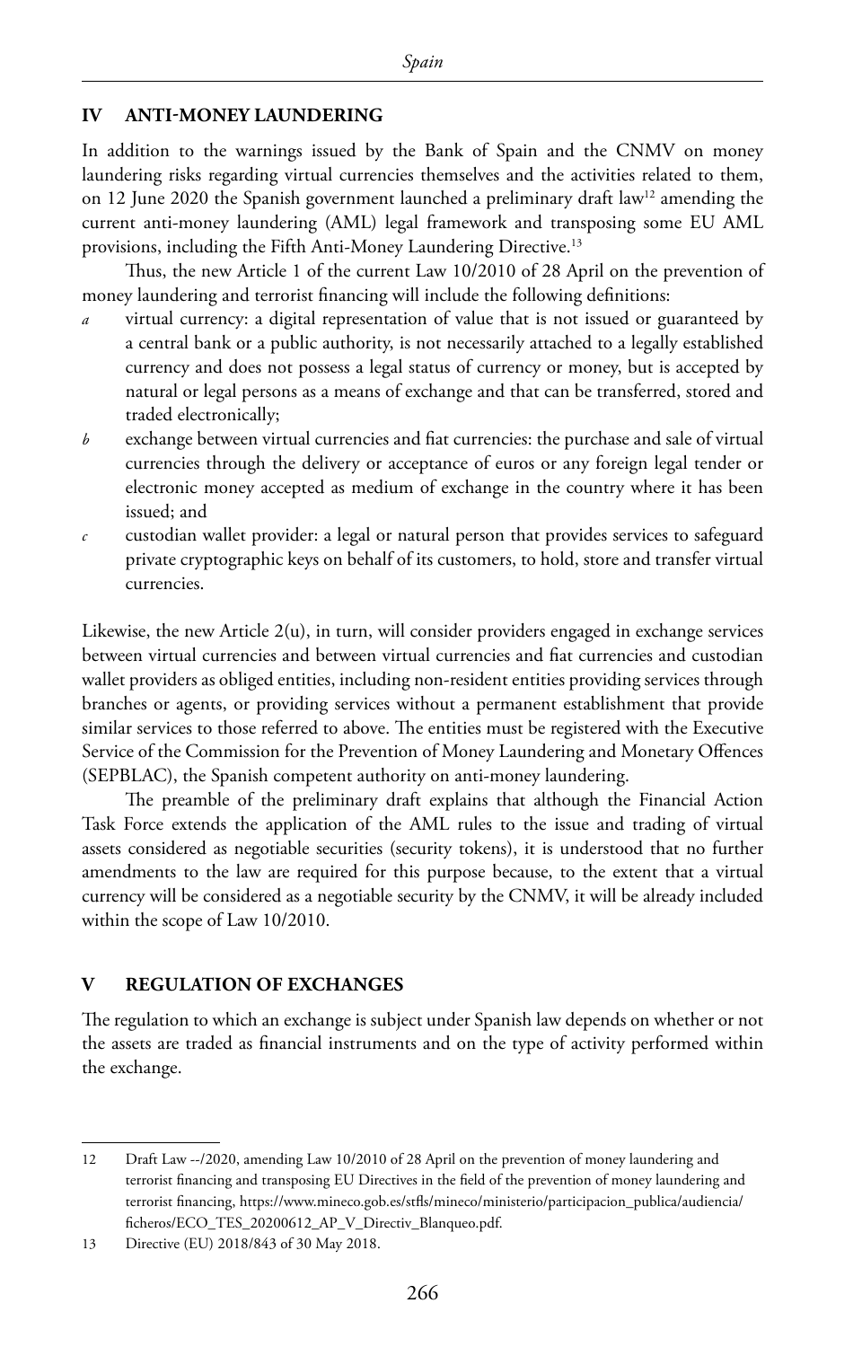## IV ANTI-MONEY LAUNDERING

In addition to the warnings issued by the Bank of Spain and the CNMV on money laundering risks regarding virtual currencies themselves and the activities related to them, on 12 June 2020 the Spanish government launched a preliminary draft law[12] amending the current anti-money laundering (AML) legal framework and transposing some EU AML provisions, including the Fifth Anti-Money Laundering Directive.[13]

Thus, the new Article 1 of the current Law 10/2010 of 28 April on the prevention of money laundering and terrorist financing will include the following definitions:

*a* virtual currency: a digital representation of value that is not issued or guaranteed by a central bank or a public authority, is not necessarily attached to a legally established currency and does not possess a legal status of currency or money, but is accepted by natural or legal persons as a means of exchange and that can be transferred, stored and traded electronically;

*b* exchange between virtual currencies and fiat currencies: the purchase and sale of virtual currencies through the delivery or acceptance of euros or any foreign legal tender or electronic money accepted as medium of exchange in the country where it has been issued; and

*c* custodian wallet provider: a legal or natural person that provides services to safeguard private cryptographic keys on behalf of its customers, to hold, store and transfer virtual currencies.

Likewise, the new Article 2(u), in turn, will consider providers engaged in exchange services between virtual currencies and between virtual currencies and fiat currencies and custodian wallet providers as obliged entities, including non-resident entities providing services through branches or agents, or providing services without a permanent establishment that provide similar services to those referred to above. The entities must be registered with the Executive Service of the Commission for the Prevention of Money Laundering and Monetary Offences (SEPBLAC), the Spanish competent authority on anti-money laundering.

The preamble of the preliminary draft explains that although the Financial Action Task Force extends the application of the AML rules to the issue and trading of virtual assets considered as negotiable securities (security tokens), it is understood that no further amendments to the law are required for this purpose because, to the extent that a virtual currency will be considered as a negotiable security by the CNMV, it will be already included within the scope of Law 10/2010.

## V REGULATION OF EXCHANGES

The regulation to which an exchange is subject under Spanish law depends on whether or not the assets are traded as financial instruments and on the type of activity performed within the exchange.

---

12 Draft Law --/2020, amending Law 10/2010 of 28 April on the prevention of money laundering and terrorist financing and transposing EU Directives in the field of the prevention of money laundering and terrorist financing, https://www.mineco.gob.es/stfls/mineco/ministerio/participacion_publica/audiencia/ficheros/ECO_TES_20200612_AP_V_Directiv_Blanqueo.pdf.

13 Directive (EU) 2018/843 of 30 May 2018.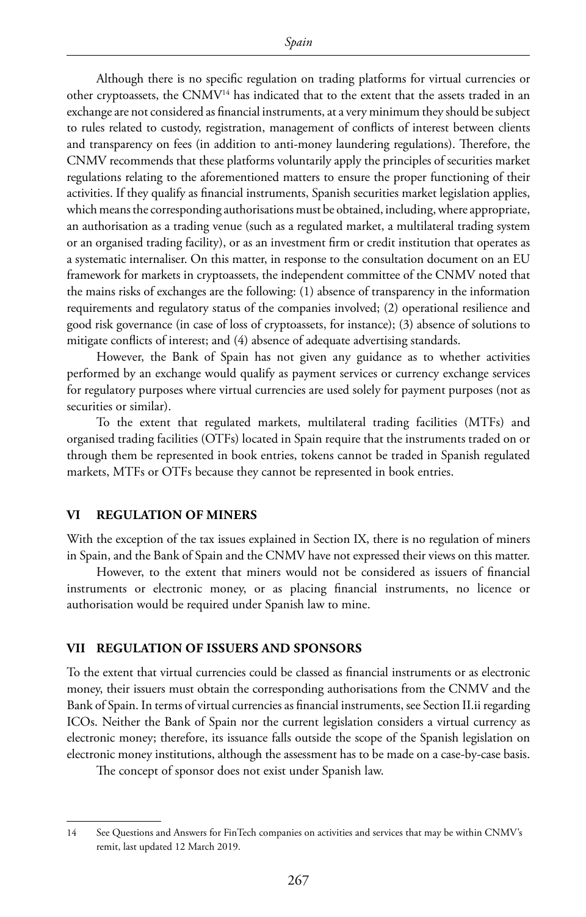Although there is no specific regulation on trading platforms for virtual currencies or other cryptoassets, the CNMV[14] has indicated that to the extent that the assets traded in an exchange are not considered as financial instruments, at a very minimum they should be subject to rules related to custody, registration, management of conflicts of interest between clients and transparency on fees (in addition to anti-money laundering regulations). Therefore, the CNMV recommends that these platforms voluntarily apply the principles of securities market regulations relating to the aforementioned matters to ensure the proper functioning of their activities. If they qualify as financial instruments, Spanish securities market legislation applies, which means the corresponding authorisations must be obtained, including, where appropriate, an authorisation as a trading venue (such as a regulated market, a multilateral trading system or an organised trading facility), or as an investment firm or credit institution that operates as a systematic internaliser. On this matter, in response to the consultation document on an EU framework for markets in cryptoassets, the independent committee of the CNMV noted that the mains risks of exchanges are the following: (1) absence of transparency in the information requirements and regulatory status of the companies involved; (2) operational resilience and good risk governance (in case of loss of cryptoassets, for instance); (3) absence of solutions to mitigate conflicts of interest; and (4) absence of adequate advertising standards.

However, the Bank of Spain has not given any guidance as to whether activities performed by an exchange would qualify as payment services or currency exchange services for regulatory purposes where virtual currencies are used solely for payment purposes (not as securities or similar).

To the extent that regulated markets, multilateral trading facilities (MTFs) and organised trading facilities (OTFs) located in Spain require that the instruments traded on or through them be represented in book entries, tokens cannot be traded in Spanish regulated markets, MTFs or OTFs because they cannot be represented in book entries.

## VI REGULATION OF MINERS

With the exception of the tax issues explained in Section IX, there is no regulation of miners in Spain, and the Bank of Spain and the CNMV have not expressed their views on this matter.

However, to the extent that miners would not be considered as issuers of financial instruments or electronic money, or as placing financial instruments, no licence or authorisation would be required under Spanish law to mine.

## VII REGULATION OF ISSUERS AND SPONSORS

To the extent that virtual currencies could be classed as financial instruments or as electronic money, their issuers must obtain the corresponding authorisations from the CNMV and the Bank of Spain. In terms of virtual currencies as financial instruments, see Section II.ii regarding ICOs. Neither the Bank of Spain nor the current legislation considers a virtual currency as electronic money; therefore, its issuance falls outside the scope of the Spanish legislation on electronic money institutions, although the assessment has to be made on a case-by-case basis.

The concept of sponsor does not exist under Spanish law.

---

14 See Questions and Answers for FinTech companies on activities and services that may be within CNMV's remit, last updated 12 March 2019.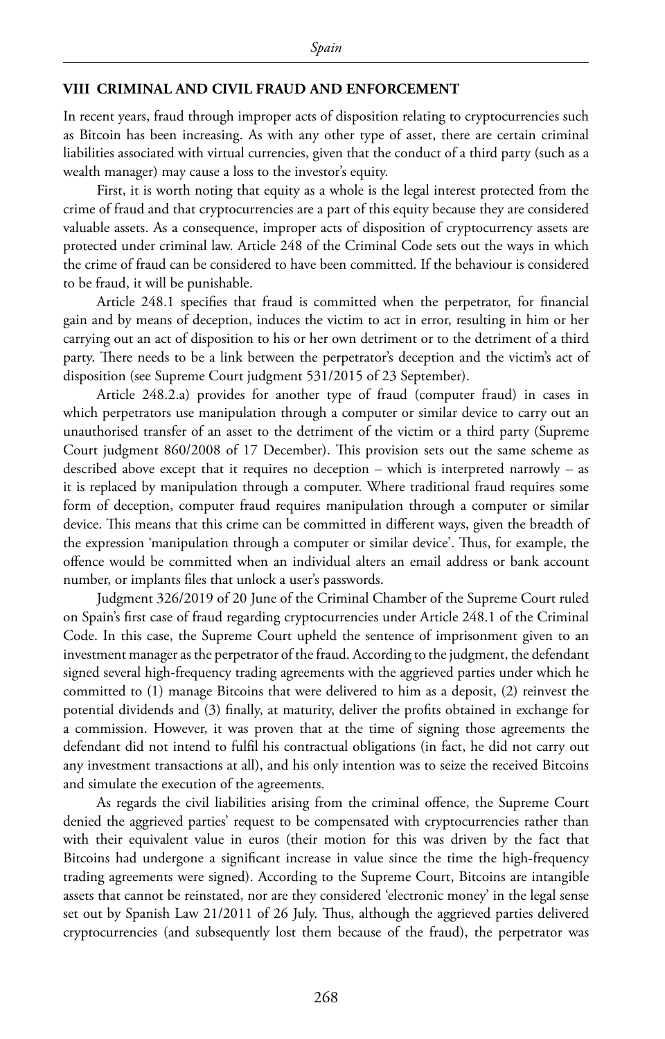## VIII CRIMINAL AND CIVIL FRAUD AND ENFORCEMENT

In recent years, fraud through improper acts of disposition relating to cryptocurrencies such as Bitcoin has been increasing. As with any other type of asset, there are certain criminal liabilities associated with virtual currencies, given that the conduct of a third party (such as a wealth manager) may cause a loss to the investor's equity.

First, it is worth noting that equity as a whole is the legal interest protected from the crime of fraud and that cryptocurrencies are a part of this equity because they are considered valuable assets. As a consequence, improper acts of disposition of cryptocurrency assets are protected under criminal law. Article 248 of the Criminal Code sets out the ways in which the crime of fraud can be considered to have been committed. If the behaviour is considered to be fraud, it will be punishable.

Article 248.1 specifies that fraud is committed when the perpetrator, for financial gain and by means of deception, induces the victim to act in error, resulting in him or her carrying out an act of disposition to his or her own detriment or to the detriment of a third party. There needs to be a link between the perpetrator's deception and the victim's act of disposition (see Supreme Court judgment 531/2015 of 23 September).

Article 248.2.a) provides for another type of fraud (computer fraud) in cases in which perpetrators use manipulation through a computer or similar device to carry out an unauthorised transfer of an asset to the detriment of the victim or a third party (Supreme Court judgment 860/2008 of 17 December). This provision sets out the same scheme as described above except that it requires no deception – which is interpreted narrowly – as it is replaced by manipulation through a computer. Where traditional fraud requires some form of deception, computer fraud requires manipulation through a computer or similar device. This means that this crime can be committed in different ways, given the breadth of the expression 'manipulation through a computer or similar device'. Thus, for example, the offence would be committed when an individual alters an email address or bank account number, or implants files that unlock a user's passwords.

Judgment 326/2019 of 20 June of the Criminal Chamber of the Supreme Court ruled on Spain's first case of fraud regarding cryptocurrencies under Article 248.1 of the Criminal Code. In this case, the Supreme Court upheld the sentence of imprisonment given to an investment manager as the perpetrator of the fraud. According to the judgment, the defendant signed several high-frequency trading agreements with the aggrieved parties under which he committed to (1) manage Bitcoins that were delivered to him as a deposit, (2) reinvest the potential dividends and (3) finally, at maturity, deliver the profits obtained in exchange for a commission. However, it was proven that at the time of signing those agreements the defendant did not intend to fulfil his contractual obligations (in fact, he did not carry out any investment transactions at all), and his only intention was to seize the received Bitcoins and simulate the execution of the agreements.

As regards the civil liabilities arising from the criminal offence, the Supreme Court denied the aggrieved parties' request to be compensated with cryptocurrencies rather than with their equivalent value in euros (their motion for this was driven by the fact that Bitcoins had undergone a significant increase in value since the time the high-frequency trading agreements were signed). According to the Supreme Court, Bitcoins are intangible assets that cannot be reinstated, nor are they considered 'electronic money' in the legal sense set out by Spanish Law 21/2011 of 26 July. Thus, although the aggrieved parties delivered cryptocurrencies (and subsequently lost them because of the fraud), the perpetrator was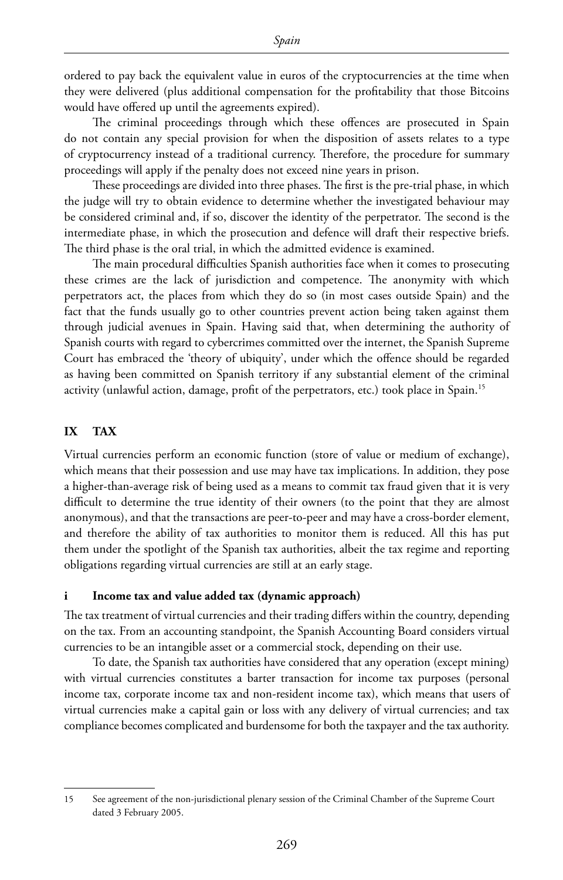ordered to pay back the equivalent value in euros of the cryptocurrencies at the time when they were delivered (plus additional compensation for the profitability that those Bitcoins would have offered up until the agreements expired).

The criminal proceedings through which these offences are prosecuted in Spain do not contain any special provision for when the disposition of assets relates to a type of cryptocurrency instead of a traditional currency. Therefore, the procedure for summary proceedings will apply if the penalty does not exceed nine years in prison.

These proceedings are divided into three phases. The first is the pre-trial phase, in which the judge will try to obtain evidence to determine whether the investigated behaviour may be considered criminal and, if so, discover the identity of the perpetrator. The second is the intermediate phase, in which the prosecution and defence will draft their respective briefs. The third phase is the oral trial, in which the admitted evidence is examined.

The main procedural difficulties Spanish authorities face when it comes to prosecuting these crimes are the lack of jurisdiction and competence. The anonymity with which perpetrators act, the places from which they do so (in most cases outside Spain) and the fact that the funds usually go to other countries prevent action being taken against them through judicial avenues in Spain. Having said that, when determining the authority of Spanish courts with regard to cybercrimes committed over the internet, the Spanish Supreme Court has embraced the 'theory of ubiquity', under which the offence should be regarded as having been committed on Spanish territory if any substantial element of the criminal activity (unlawful action, damage, profit of the perpetrators, etc.) took place in Spain.[15]

## IX TAX

Virtual currencies perform an economic function (store of value or medium of exchange), which means that their possession and use may have tax implications. In addition, they pose a higher-than-average risk of being used as a means to commit tax fraud given that it is very difficult to determine the true identity of their owners (to the point that they are almost anonymous), and that the transactions are peer-to-peer and may have a cross-border element, and therefore the ability of tax authorities to monitor them is reduced. All this has put them under the spotlight of the Spanish tax authorities, albeit the tax regime and reporting obligations regarding virtual currencies are still at an early stage.

### i Income tax and value added tax (dynamic approach)

The tax treatment of virtual currencies and their trading differs within the country, depending on the tax. From an accounting standpoint, the Spanish Accounting Board considers virtual currencies to be an intangible asset or a commercial stock, depending on their use.

To date, the Spanish tax authorities have considered that any operation (except mining) with virtual currencies constitutes a barter transaction for income tax purposes (personal income tax, corporate income tax and non-resident income tax), which means that users of virtual currencies make a capital gain or loss with any delivery of virtual currencies; and tax compliance becomes complicated and burdensome for both the taxpayer and the tax authority.

---

15 See agreement of the non-jurisdictional plenary session of the Criminal Chamber of the Supreme Court dated 3 February 2005.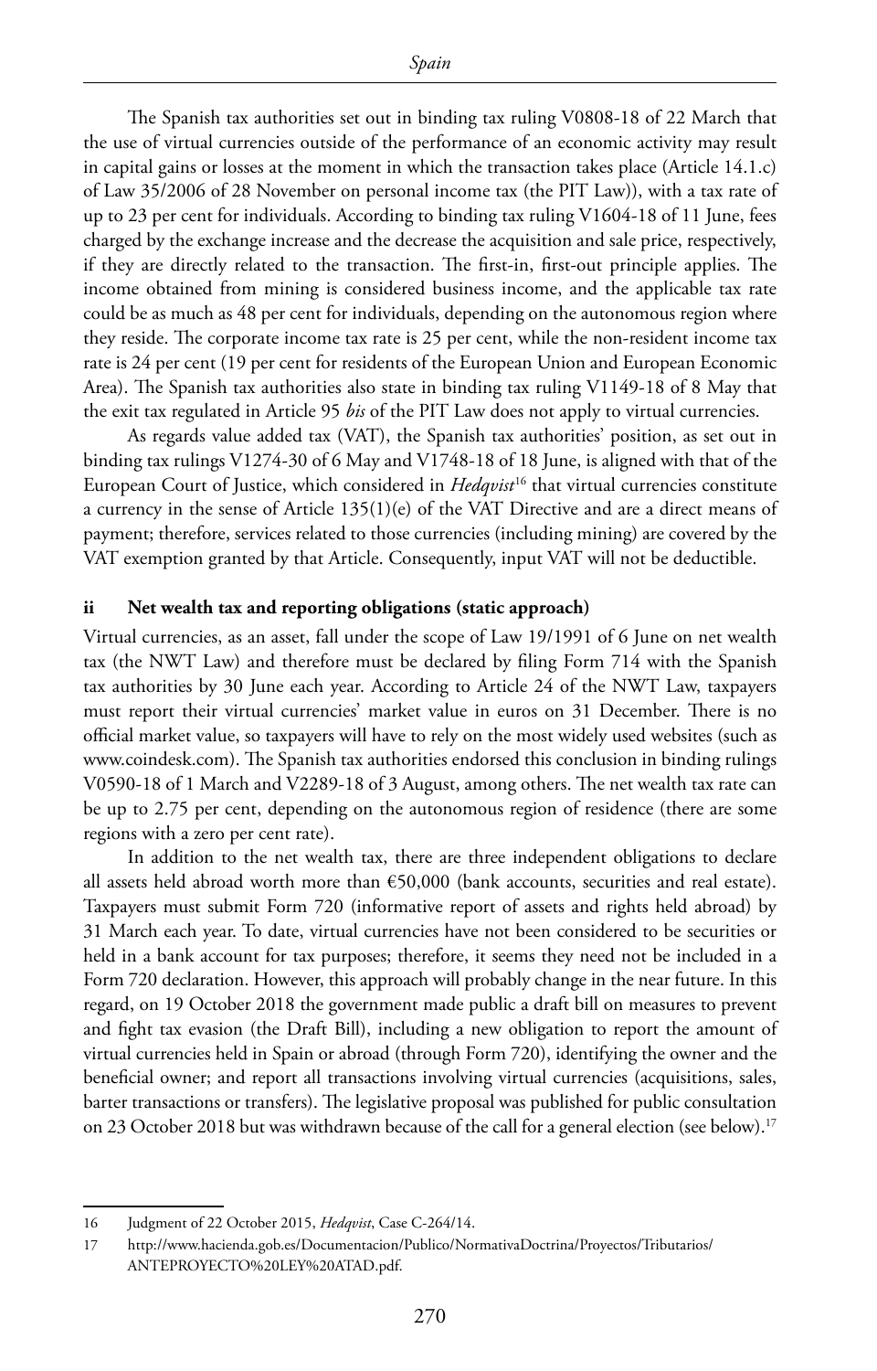The Spanish tax authorities set out in binding tax ruling V0808-18 of 22 March that the use of virtual currencies outside of the performance of an economic activity may result in capital gains or losses at the moment in which the transaction takes place (Article 14.1.c) of Law 35/2006 of 28 November on personal income tax (the PIT Law)), with a tax rate of up to 23 per cent for individuals. According to binding tax ruling V1604-18 of 11 June, fees charged by the exchange increase and the decrease the acquisition and sale price, respectively, if they are directly related to the transaction. The first-in, first-out principle applies. The income obtained from mining is considered business income, and the applicable tax rate could be as much as 48 per cent for individuals, depending on the autonomous region where they reside. The corporate income tax rate is 25 per cent, while the non-resident income tax rate is 24 per cent (19 per cent for residents of the European Union and European Economic Area). The Spanish tax authorities also state in binding tax ruling V1149-18 of 8 May that the exit tax regulated in Article 95 *bis* of the PIT Law does not apply to virtual currencies.

As regards value added tax (VAT), the Spanish tax authorities' position, as set out in binding tax rulings V1274-30 of 6 May and V1748-18 of 18 June, is aligned with that of the European Court of Justice, which considered in *Hedqvist*[16] that virtual currencies constitute a currency in the sense of Article 135(1)(e) of the VAT Directive and are a direct means of payment; therefore, services related to those currencies (including mining) are covered by the VAT exemption granted by that Article. Consequently, input VAT will not be deductible.

#### ii Net wealth tax and reporting obligations (static approach)

Virtual currencies, as an asset, fall under the scope of Law 19/1991 of 6 June on net wealth tax (the NWT Law) and therefore must be declared by filing Form 714 with the Spanish tax authorities by 30 June each year. According to Article 24 of the NWT Law, taxpayers must report their virtual currencies' market value in euros on 31 December. There is no official market value, so taxpayers will have to rely on the most widely used websites (such as www.coindesk.com). The Spanish tax authorities endorsed this conclusion in binding rulings V0590-18 of 1 March and V2289-18 of 3 August, among others. The net wealth tax rate can be up to 2.75 per cent, depending on the autonomous region of residence (there are some regions with a zero per cent rate).

In addition to the net wealth tax, there are three independent obligations to declare all assets held abroad worth more than €50,000 (bank accounts, securities and real estate). Taxpayers must submit Form 720 (informative report of assets and rights held abroad) by 31 March each year. To date, virtual currencies have not been considered to be securities or held in a bank account for tax purposes; therefore, it seems they need not be included in a Form 720 declaration. However, this approach will probably change in the near future. In this regard, on 19 October 2018 the government made public a draft bill on measures to prevent and fight tax evasion (the Draft Bill), including a new obligation to report the amount of virtual currencies held in Spain or abroad (through Form 720), identifying the owner and the beneficial owner; and report all transactions involving virtual currencies (acquisitions, sales, barter transactions or transfers). The legislative proposal was published for public consultation on 23 October 2018 but was withdrawn because of the call for a general election (see below).[17]

---

16 Judgment of 22 October 2015, *Hedqvist*, Case C-264/14.

17 http://www.hacienda.gob.es/Documentacion/Publico/NormativaDoctrina/Proyectos/Tributarios/ANTEPROYECTO%20LEY%20ATAD.pdf.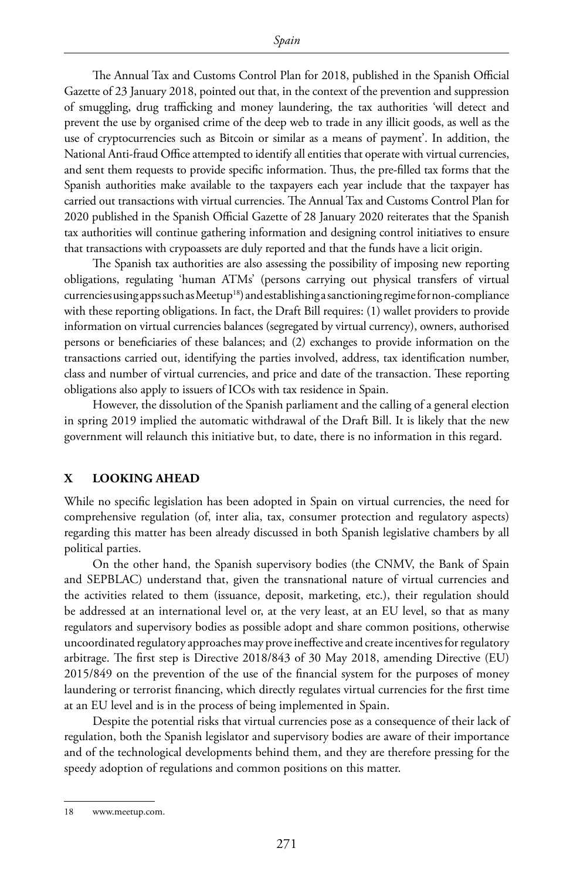The Annual Tax and Customs Control Plan for 2018, published in the Spanish Official Gazette of 23 January 2018, pointed out that, in the context of the prevention and suppression of smuggling, drug trafficking and money laundering, the tax authorities 'will detect and prevent the use by organised crime of the deep web to trade in any illicit goods, as well as the use of cryptocurrencies such as Bitcoin or similar as a means of payment'. In addition, the National Anti-fraud Office attempted to identify all entities that operate with virtual currencies, and sent them requests to provide specific information. Thus, the pre-filled tax forms that the Spanish authorities make available to the taxpayers each year include that the taxpayer has carried out transactions with virtual currencies. The Annual Tax and Customs Control Plan for 2020 published in the Spanish Official Gazette of 28 January 2020 reiterates that the Spanish tax authorities will continue gathering information and designing control initiatives to ensure that transactions with crypoassets are duly reported and that the funds have a licit origin.

The Spanish tax authorities are also assessing the possibility of imposing new reporting obligations, regulating 'human ATMs' (persons carrying out physical transfers of virtual currencies using apps such as Meetup[18]) and establishing a sanctioning regime for non-compliance with these reporting obligations. In fact, the Draft Bill requires: (1) wallet providers to provide information on virtual currencies balances (segregated by virtual currency), owners, authorised persons or beneficiaries of these balances; and (2) exchanges to provide information on the transactions carried out, identifying the parties involved, address, tax identification number, class and number of virtual currencies, and price and date of the transaction. These reporting obligations also apply to issuers of ICOs with tax residence in Spain.

However, the dissolution of the Spanish parliament and the calling of a general election in spring 2019 implied the automatic withdrawal of the Draft Bill. It is likely that the new government will relaunch this initiative but, to date, there is no information in this regard.

## X LOOKING AHEAD

While no specific legislation has been adopted in Spain on virtual currencies, the need for comprehensive regulation (of, inter alia, tax, consumer protection and regulatory aspects) regarding this matter has been already discussed in both Spanish legislative chambers by all political parties.

On the other hand, the Spanish supervisory bodies (the CNMV, the Bank of Spain and SEPBLAC) understand that, given the transnational nature of virtual currencies and the activities related to them (issuance, deposit, marketing, etc.), their regulation should be addressed at an international level or, at the very least, at an EU level, so that as many regulators and supervisory bodies as possible adopt and share common positions, otherwise uncoordinated regulatory approaches may prove ineffective and create incentives for regulatory arbitrage. The first step is Directive 2018/843 of 30 May 2018, amending Directive (EU) 2015/849 on the prevention of the use of the financial system for the purposes of money laundering or terrorist financing, which directly regulates virtual currencies for the first time at an EU level and is in the process of being implemented in Spain.

Despite the potential risks that virtual currencies pose as a consequence of their lack of regulation, both the Spanish legislator and supervisory bodies are aware of their importance and of the technological developments behind them, and they are therefore pressing for the speedy adoption of regulations and common positions on this matter.

---

18 www.meetup.com.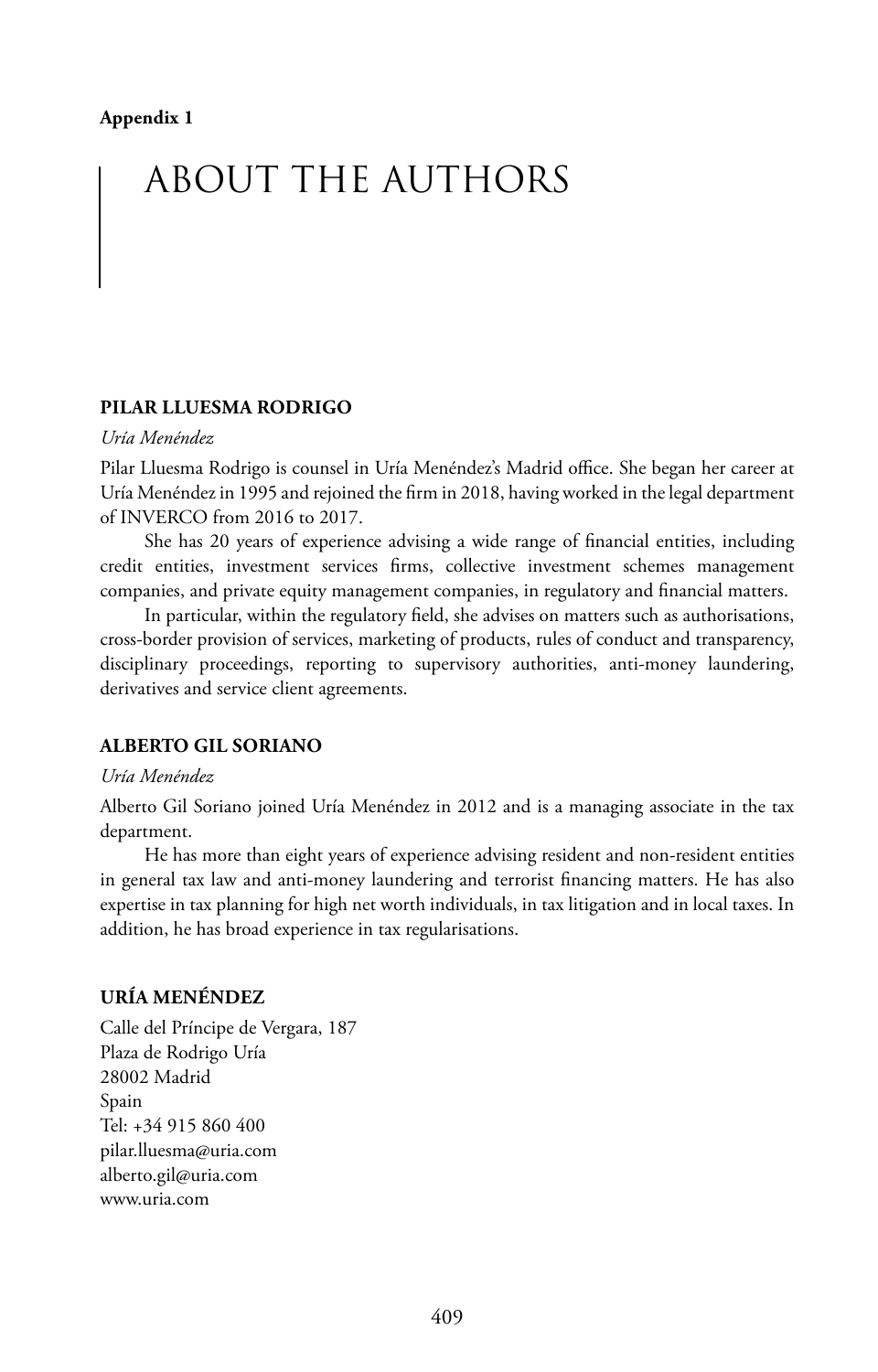**Appendix 1**

# ABOUT THE AUTHORS

### PILAR LLUESMA RODRIGO

*Uría Menéndez*

Pilar Lluesma Rodrigo is counsel in Uría Menéndez's Madrid office. She began her career at Uría Menéndez in 1995 and rejoined the firm in 2018, having worked in the legal department of INVERCO from 2016 to 2017.

She has 20 years of experience advising a wide range of financial entities, including credit entities, investment services firms, collective investment schemes management companies, and private equity management companies, in regulatory and financial matters.

In particular, within the regulatory field, she advises on matters such as authorisations, cross-border provision of services, marketing of products, rules of conduct and transparency, disciplinary proceedings, reporting to supervisory authorities, anti-money laundering, derivatives and service client agreements.

### ALBERTO GIL SORIANO

*Uría Menéndez*

Alberto Gil Soriano joined Uría Menéndez in 2012 and is a managing associate in the tax department.

He has more than eight years of experience advising resident and non-resident entities in general tax law and anti-money laundering and terrorist financing matters. He has also expertise in tax planning for high net worth individuals, in tax litigation and in local taxes. In addition, he has broad experience in tax regularisations.

### URÍA MENÉNDEZ

Calle del Príncipe de Vergara, 187
Plaza de Rodrigo Uría
28002 Madrid
Spain
Tel: +34 915 860 400
pilar.lluesma@uria.com
alberto.gil@uria.com
www.uria.com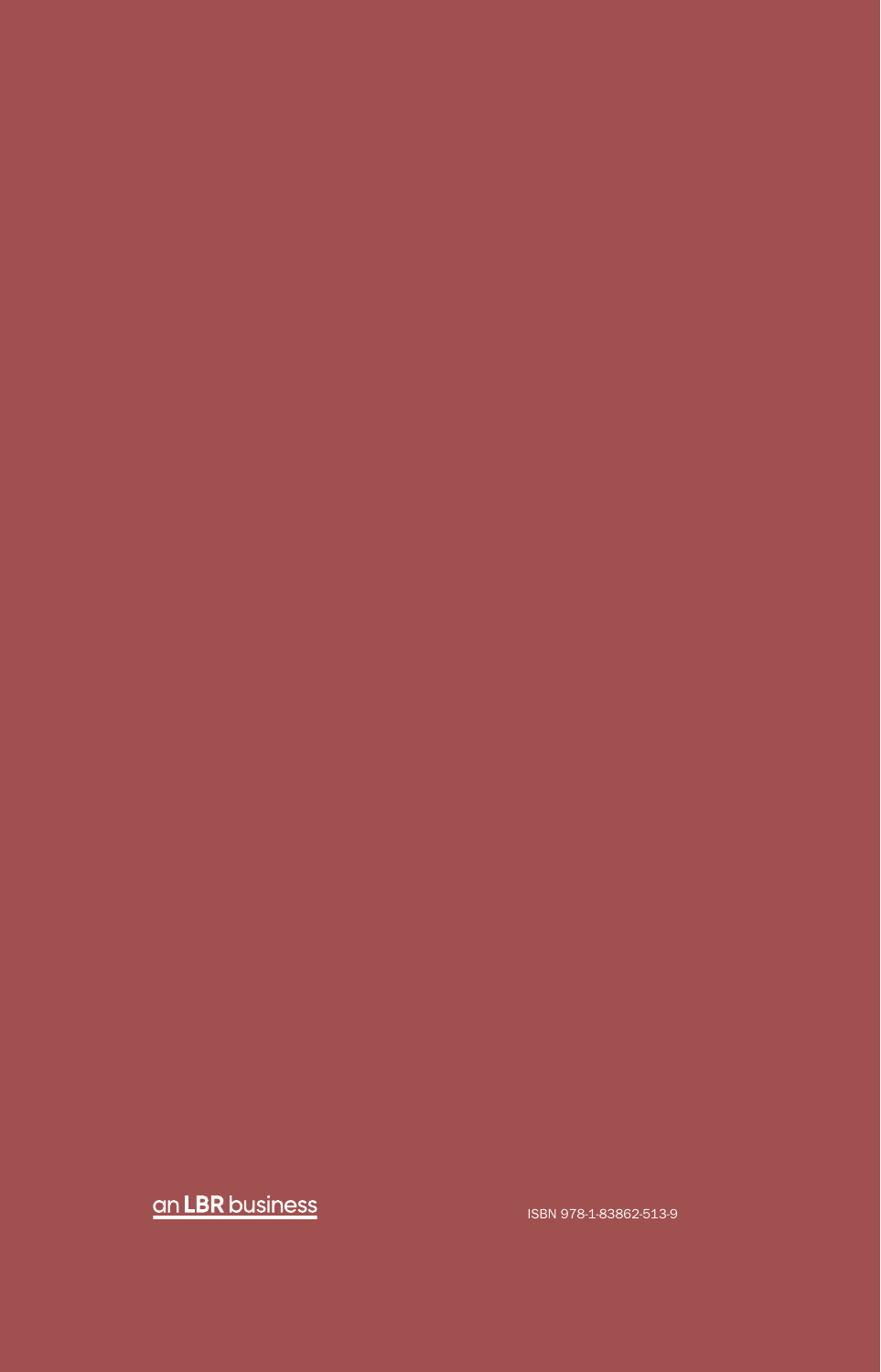an **LBR** business

ISBN 978-1-83862-513-9